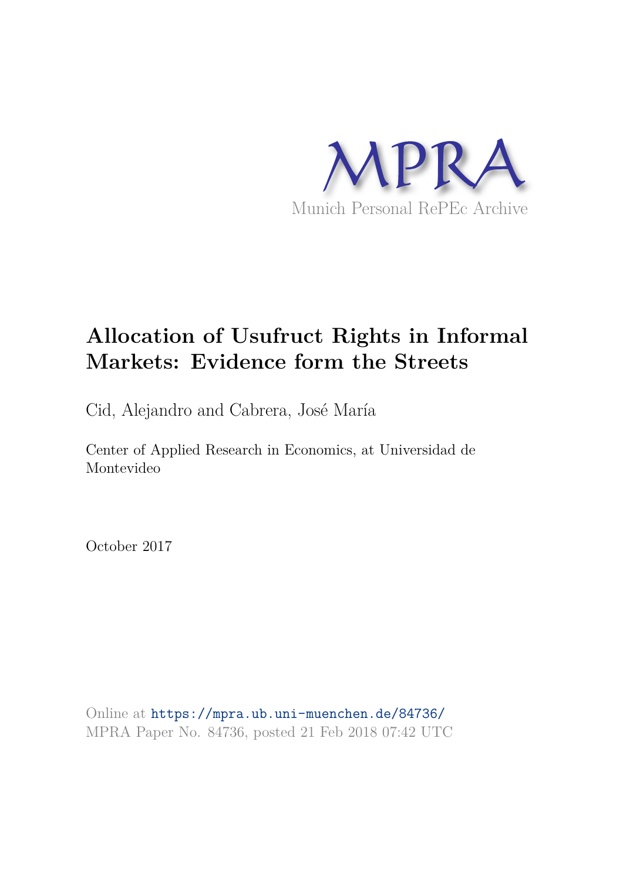MPRA

Munich Personal RePEc Archive

# Allocation of Usufruct Rights in Informal Markets: Evidence form the Streets

Cid, Alejandro and Cabrera, José María

Center of Applied Research in Economics, at Universidad de Montevideo

October 2017

Online at https://mpra.ub.uni-muenchen.de/84736/
MPRA Paper No. 84736, posted 21 Feb 2018 07:42 UTC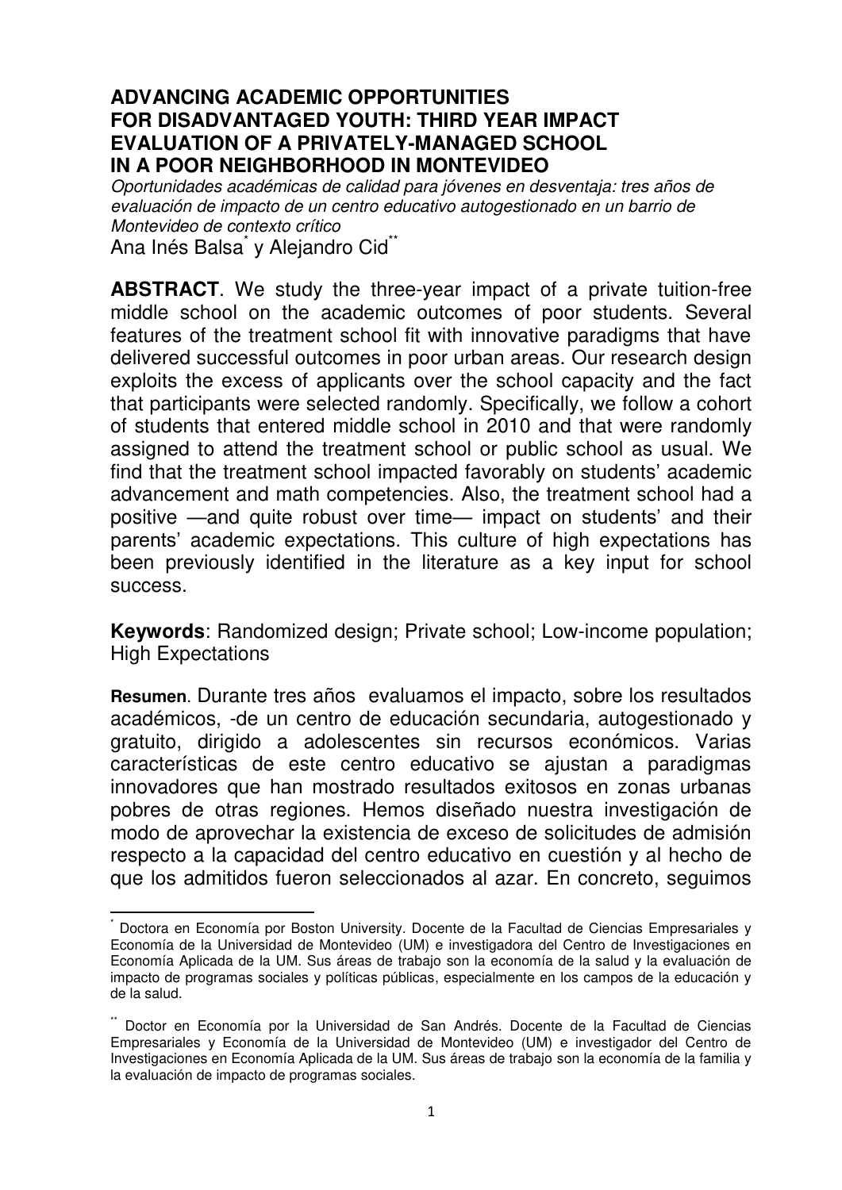**ADVANCING ACADEMIC OPPORTUNITIES FOR DISADVANTAGED YOUTH: THIRD YEAR IMPACT EVALUATION OF A PRIVATELY-MANAGED SCHOOL IN A POOR NEIGHBORHOOD IN MONTEVIDEO**

*Oportunidades académicas de calidad para jóvenes en desventaja: tres años de evaluación de impacto de un centro educativo autogestionado en un barrio de Montevideo de contexto crítico*

Ana Inés Balsa[*] y Alejandro Cid[**]

**ABSTRACT**. We study the three-year impact of a private tuition-free middle school on the academic outcomes of poor students. Several features of the treatment school fit with innovative paradigms that have delivered successful outcomes in poor urban areas. Our research design exploits the excess of applicants over the school capacity and the fact that participants were selected randomly. Specifically, we follow a cohort of students that entered middle school in 2010 and that were randomly assigned to attend the treatment school or public school as usual. We find that the treatment school impacted favorably on students' academic advancement and math competencies. Also, the treatment school had a positive —and quite robust over time— impact on students' and their parents' academic expectations. This culture of high expectations has been previously identified in the literature as a key input for school success.

**Keywords**: Randomized design; Private school; Low-income population; High Expectations

**Resumen**. Durante tres años evaluamos el impacto, sobre los resultados académicos, -de un centro de educación secundaria, autogestionado y gratuito, dirigido a adolescentes sin recursos económicos. Varias características de este centro educativo se ajustan a paradigmas innovadores que han mostrado resultados exitosos en zonas urbanas pobres de otras regiones. Hemos diseñado nuestra investigación de modo de aprovechar la existencia de exceso de solicitudes de admisión respecto a la capacidad del centro educativo en cuestión y al hecho de que los admitidos fueron seleccionados al azar. En concreto, seguimos

---

[*] Doctora en Economía por Boston University. Docente de la Facultad de Ciencias Empresariales y Economía de la Universidad de Montevideo (UM) e investigadora del Centro de Investigaciones en Economía Aplicada de la UM. Sus áreas de trabajo son la economía de la salud y la evaluación de impacto de programas sociales y políticas públicas, especialmente en los campos de la educación y de la salud.

[**] Doctor en Economía por la Universidad de San Andrés. Docente de la Facultad de Ciencias Empresariales y Economía de la Universidad de Montevideo (UM) e investigador del Centro de Investigaciones en Economía Aplicada de la UM. Sus áreas de trabajo son la economía de la familia y la evaluación de impacto de programas sociales.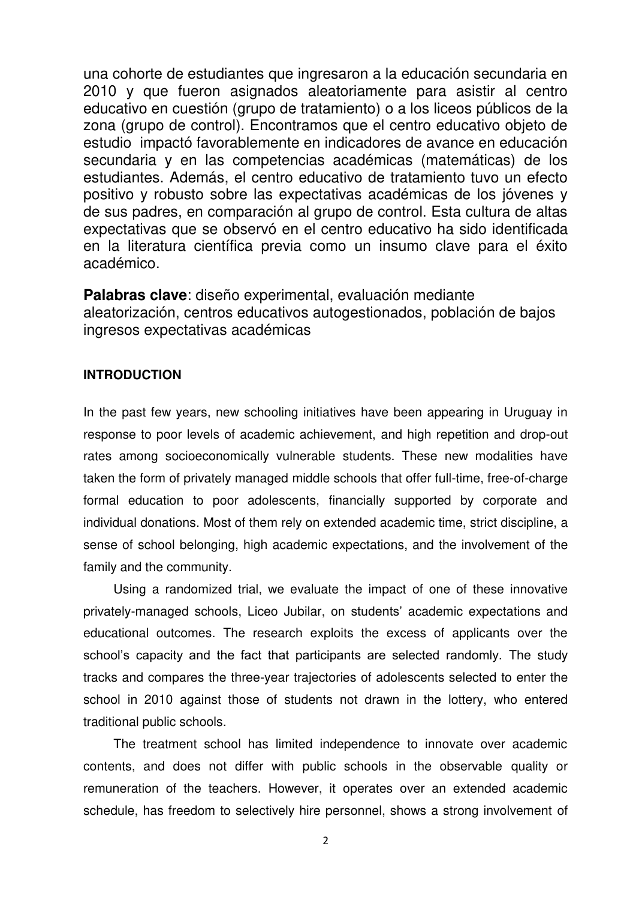una cohorte de estudiantes que ingresaron a la educación secundaria en 2010 y que fueron asignados aleatoriamente para asistir al centro educativo en cuestión (grupo de tratamiento) o a los liceos públicos de la zona (grupo de control). Encontramos que el centro educativo objeto de estudio impactó favorablemente en indicadores de avance en educación secundaria y en las competencias académicas (matemáticas) de los estudiantes. Además, el centro educativo de tratamiento tuvo un efecto positivo y robusto sobre las expectativas académicas de los jóvenes y de sus padres, en comparación al grupo de control. Esta cultura de altas expectativas que se observó en el centro educativo ha sido identificada en la literatura científica previa como un insumo clave para el éxito académico.

**Palabras clave**: diseño experimental, evaluación mediante aleatorización, centros educativos autogestionados, población de bajos ingresos expectativas académicas

**INTRODUCTION**

In the past few years, new schooling initiatives have been appearing in Uruguay in response to poor levels of academic achievement, and high repetition and drop-out rates among socioeconomically vulnerable students. These new modalities have taken the form of privately managed middle schools that offer full-time, free-of-charge formal education to poor adolescents, financially supported by corporate and individual donations. Most of them rely on extended academic time, strict discipline, a sense of school belonging, high academic expectations, and the involvement of the family and the community.

Using a randomized trial, we evaluate the impact of one of these innovative privately-managed schools, Liceo Jubilar, on students' academic expectations and educational outcomes. The research exploits the excess of applicants over the school's capacity and the fact that participants are selected randomly. The study tracks and compares the three-year trajectories of adolescents selected to enter the school in 2010 against those of students not drawn in the lottery, who entered traditional public schools.

The treatment school has limited independence to innovate over academic contents, and does not differ with public schools in the observable quality or remuneration of the teachers. However, it operates over an extended academic schedule, has freedom to selectively hire personnel, shows a strong involvement of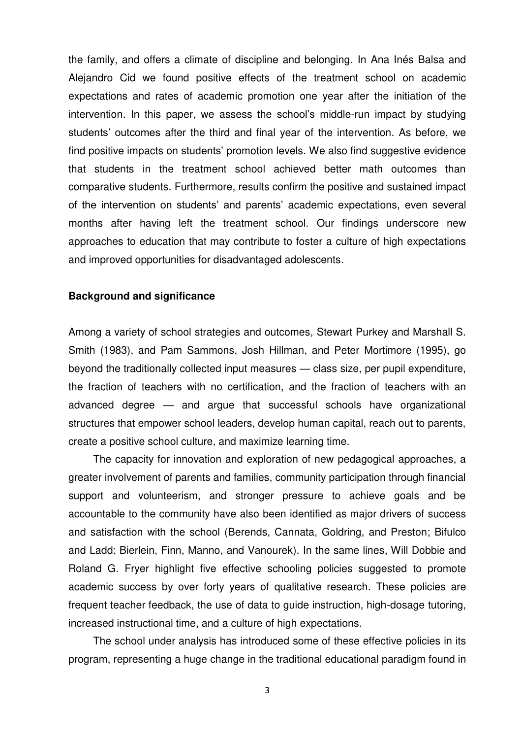the family, and offers a climate of discipline and belonging. In Ana Inés Balsa and Alejandro Cid we found positive effects of the treatment school on academic expectations and rates of academic promotion one year after the initiation of the intervention. In this paper, we assess the school's middle-run impact by studying students' outcomes after the third and final year of the intervention. As before, we find positive impacts on students' promotion levels. We also find suggestive evidence that students in the treatment school achieved better math outcomes than comparative students. Furthermore, results confirm the positive and sustained impact of the intervention on students' and parents' academic expectations, even several months after having left the treatment school. Our findings underscore new approaches to education that may contribute to foster a culture of high expectations and improved opportunities for disadvantaged adolescents.

**Background and significance**

Among a variety of school strategies and outcomes, Stewart Purkey and Marshall S. Smith (1983), and Pam Sammons, Josh Hillman, and Peter Mortimore (1995), go beyond the traditionally collected input measures — class size, per pupil expenditure, the fraction of teachers with no certification, and the fraction of teachers with an advanced degree — and argue that successful schools have organizational structures that empower school leaders, develop human capital, reach out to parents, create a positive school culture, and maximize learning time.

The capacity for innovation and exploration of new pedagogical approaches, a greater involvement of parents and families, community participation through financial support and volunteerism, and stronger pressure to achieve goals and be accountable to the community have also been identified as major drivers of success and satisfaction with the school (Berends, Cannata, Goldring, and Preston; Bifulco and Ladd; Bierlein, Finn, Manno, and Vanourek). In the same lines, Will Dobbie and Roland G. Fryer highlight five effective schooling policies suggested to promote academic success by over forty years of qualitative research. These policies are frequent teacher feedback, the use of data to guide instruction, high-dosage tutoring, increased instructional time, and a culture of high expectations.

The school under analysis has introduced some of these effective policies in its program, representing a huge change in the traditional educational paradigm found in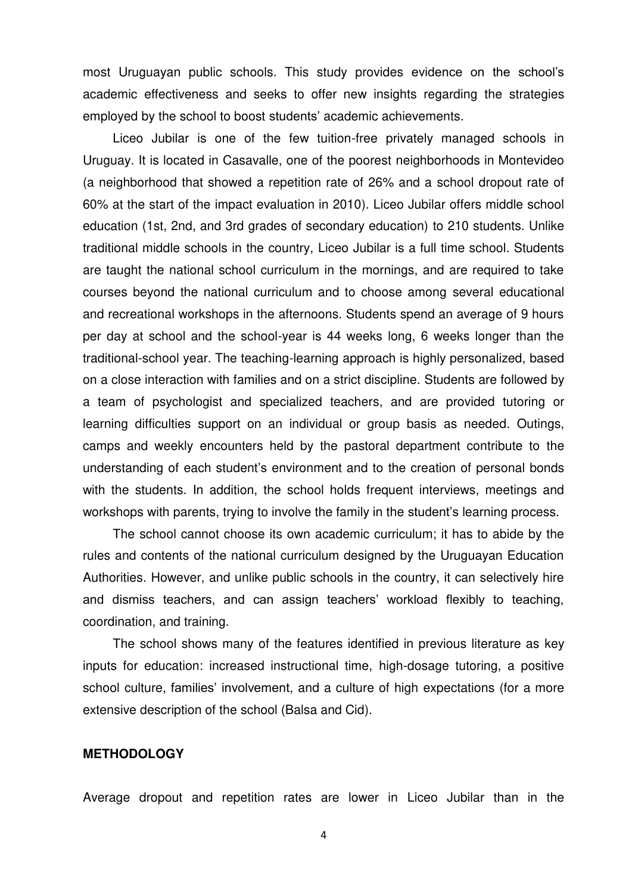most Uruguayan public schools. This study provides evidence on the school's academic effectiveness and seeks to offer new insights regarding the strategies employed by the school to boost students' academic achievements.

Liceo Jubilar is one of the few tuition-free privately managed schools in Uruguay. It is located in Casavalle, one of the poorest neighborhoods in Montevideo (a neighborhood that showed a repetition rate of 26% and a school dropout rate of 60% at the start of the impact evaluation in 2010). Liceo Jubilar offers middle school education (1st, 2nd, and 3rd grades of secondary education) to 210 students. Unlike traditional middle schools in the country, Liceo Jubilar is a full time school. Students are taught the national school curriculum in the mornings, and are required to take courses beyond the national curriculum and to choose among several educational and recreational workshops in the afternoons. Students spend an average of 9 hours per day at school and the school-year is 44 weeks long, 6 weeks longer than the traditional-school year. The teaching-learning approach is highly personalized, based on a close interaction with families and on a strict discipline. Students are followed by a team of psychologist and specialized teachers, and are provided tutoring or learning difficulties support on an individual or group basis as needed. Outings, camps and weekly encounters held by the pastoral department contribute to the understanding of each student's environment and to the creation of personal bonds with the students. In addition, the school holds frequent interviews, meetings and workshops with parents, trying to involve the family in the student's learning process.

The school cannot choose its own academic curriculum; it has to abide by the rules and contents of the national curriculum designed by the Uruguayan Education Authorities. However, and unlike public schools in the country, it can selectively hire and dismiss teachers, and can assign teachers' workload flexibly to teaching, coordination, and training.

The school shows many of the features identified in previous literature as key inputs for education: increased instructional time, high-dosage tutoring, a positive school culture, families' involvement, and a culture of high expectations (for a more extensive description of the school (Balsa and Cid).

**METHODOLOGY**

Average dropout and repetition rates are lower in Liceo Jubilar than in the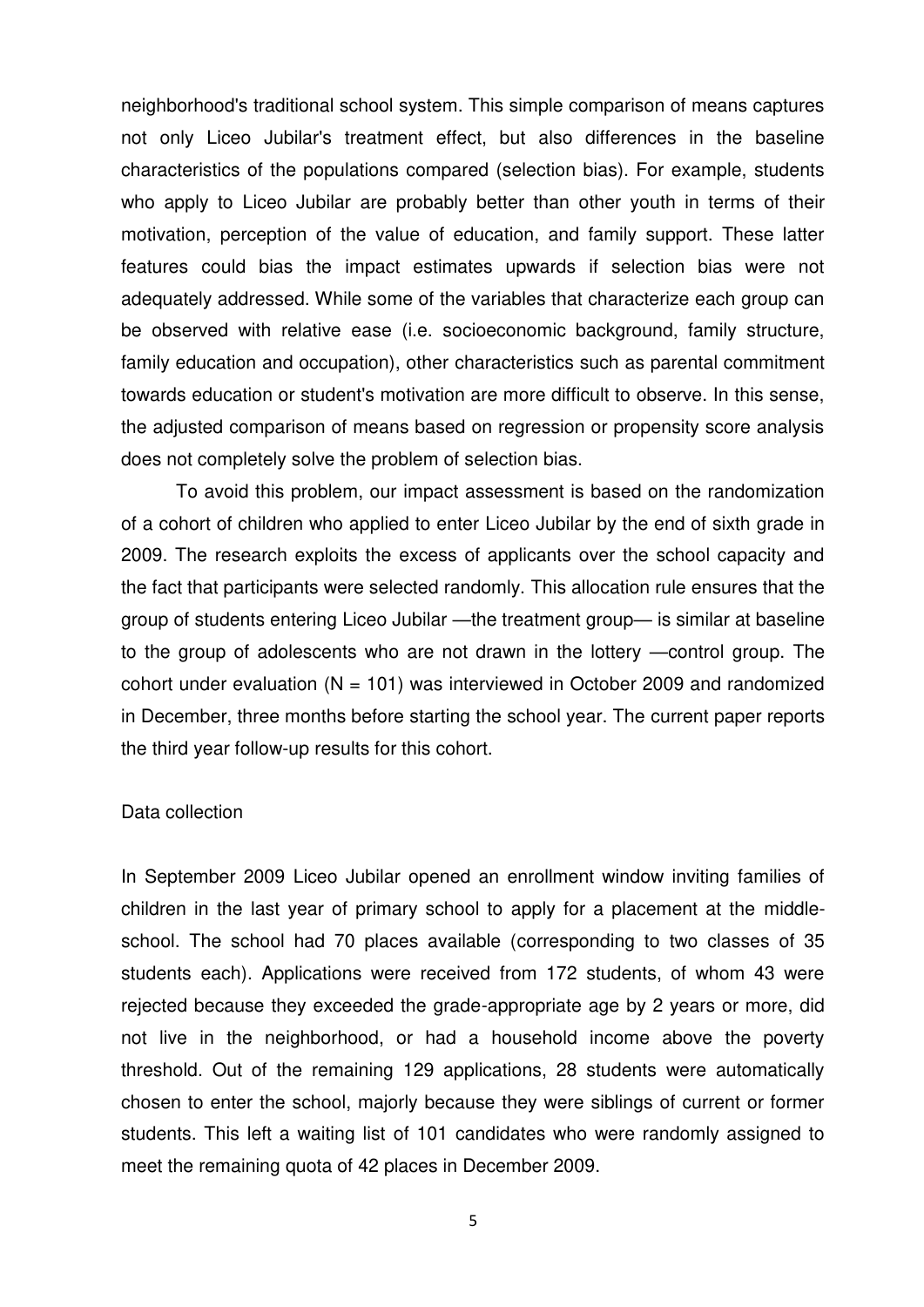neighborhood's traditional school system. This simple comparison of means captures not only Liceo Jubilar's treatment effect, but also differences in the baseline characteristics of the populations compared (selection bias). For example, students who apply to Liceo Jubilar are probably better than other youth in terms of their motivation, perception of the value of education, and family support. These latter features could bias the impact estimates upwards if selection bias were not adequately addressed. While some of the variables that characterize each group can be observed with relative ease (i.e. socioeconomic background, family structure, family education and occupation), other characteristics such as parental commitment towards education or student's motivation are more difficult to observe. In this sense, the adjusted comparison of means based on regression or propensity score analysis does not completely solve the problem of selection bias.

To avoid this problem, our impact assessment is based on the randomization of a cohort of children who applied to enter Liceo Jubilar by the end of sixth grade in 2009. The research exploits the excess of applicants over the school capacity and the fact that participants were selected randomly. This allocation rule ensures that the group of students entering Liceo Jubilar —the treatment group— is similar at baseline to the group of adolescents who are not drawn in the lottery —control group. The cohort under evaluation (N = 101) was interviewed in October 2009 and randomized in December, three months before starting the school year. The current paper reports the third year follow-up results for this cohort.

## Data collection

In September 2009 Liceo Jubilar opened an enrollment window inviting families of children in the last year of primary school to apply for a placement at the middle-school. The school had 70 places available (corresponding to two classes of 35 students each). Applications were received from 172 students, of whom 43 were rejected because they exceeded the grade-appropriate age by 2 years or more, did not live in the neighborhood, or had a household income above the poverty threshold. Out of the remaining 129 applications, 28 students were automatically chosen to enter the school, majorly because they were siblings of current or former students. This left a waiting list of 101 candidates who were randomly assigned to meet the remaining quota of 42 places in December 2009.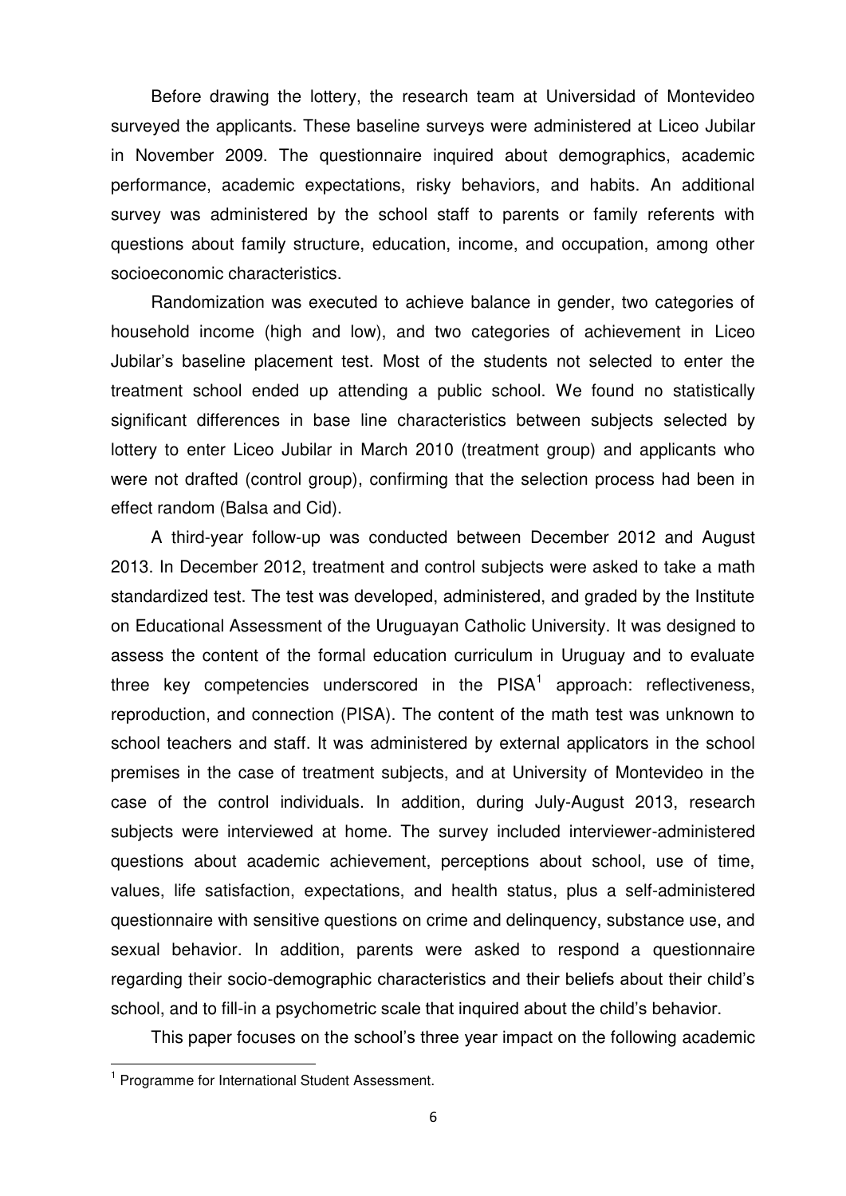Before drawing the lottery, the research team at Universidad of Montevideo surveyed the applicants. These baseline surveys were administered at Liceo Jubilar in November 2009. The questionnaire inquired about demographics, academic performance, academic expectations, risky behaviors, and habits. An additional survey was administered by the school staff to parents or family referents with questions about family structure, education, income, and occupation, among other socioeconomic characteristics.

Randomization was executed to achieve balance in gender, two categories of household income (high and low), and two categories of achievement in Liceo Jubilar's baseline placement test. Most of the students not selected to enter the treatment school ended up attending a public school. We found no statistically significant differences in base line characteristics between subjects selected by lottery to enter Liceo Jubilar in March 2010 (treatment group) and applicants who were not drafted (control group), confirming that the selection process had been in effect random (Balsa and Cid).

A third-year follow-up was conducted between December 2012 and August 2013. In December 2012, treatment and control subjects were asked to take a math standardized test. The test was developed, administered, and graded by the Institute on Educational Assessment of the Uruguayan Catholic University. It was designed to assess the content of the formal education curriculum in Uruguay and to evaluate three key competencies underscored in the PISA[1] approach: reflectiveness, reproduction, and connection (PISA). The content of the math test was unknown to school teachers and staff. It was administered by external applicators in the school premises in the case of treatment subjects, and at University of Montevideo in the case of the control individuals. In addition, during July-August 2013, research subjects were interviewed at home. The survey included interviewer-administered questions about academic achievement, perceptions about school, use of time, values, life satisfaction, expectations, and health status, plus a self-administered questionnaire with sensitive questions on crime and delinquency, substance use, and sexual behavior. In addition, parents were asked to respond a questionnaire regarding their socio-demographic characteristics and their beliefs about their child's school, and to fill-in a psychometric scale that inquired about the child's behavior.

This paper focuses on the school's three year impact on the following academic

[1] Programme for International Student Assessment.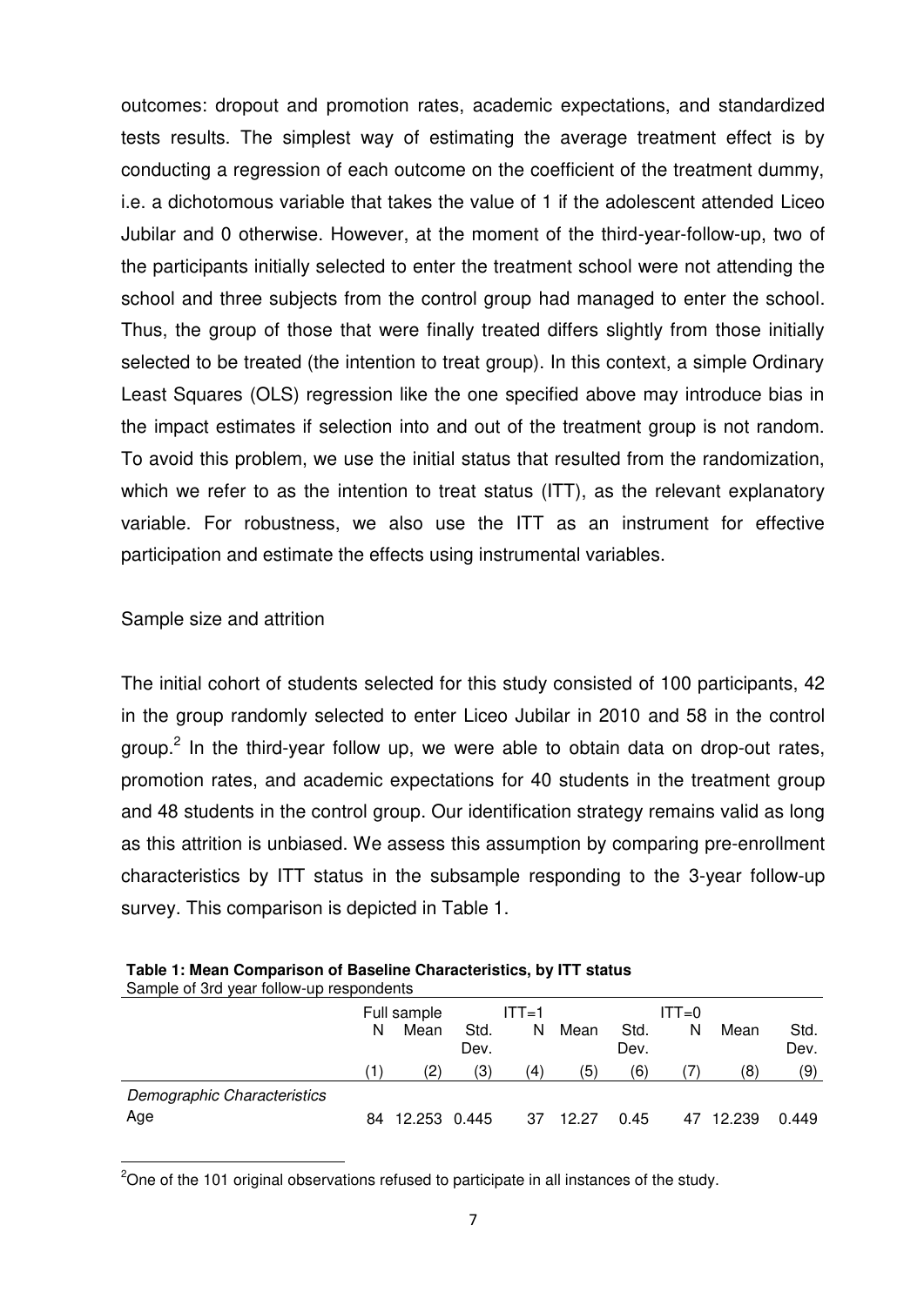outcomes: dropout and promotion rates, academic expectations, and standardized tests results. The simplest way of estimating the average treatment effect is by conducting a regression of each outcome on the coefficient of the treatment dummy, i.e. a dichotomous variable that takes the value of 1 if the adolescent attended Liceo Jubilar and 0 otherwise. However, at the moment of the third-year-follow-up, two of the participants initially selected to enter the treatment school were not attending the school and three subjects from the control group had managed to enter the school. Thus, the group of those that were finally treated differs slightly from those initially selected to be treated (the intention to treat group). In this context, a simple Ordinary Least Squares (OLS) regression like the one specified above may introduce bias in the impact estimates if selection into and out of the treatment group is not random. To avoid this problem, we use the initial status that resulted from the randomization, which we refer to as the intention to treat status (ITT), as the relevant explanatory variable. For robustness, we also use the ITT as an instrument for effective participation and estimate the effects using instrumental variables.

Sample size and attrition

The initial cohort of students selected for this study consisted of 100 participants, 42 in the group randomly selected to enter Liceo Jubilar in 2010 and 58 in the control group.[2] In the third-year follow up, we were able to obtain data on drop-out rates, promotion rates, and academic expectations for 40 students in the treatment group and 48 students in the control group. Our identification strategy remains valid as long as this attrition is unbiased. We assess this assumption by comparing pre-enrollment characteristics by ITT status in the subsample responding to the 3-year follow-up survey. This comparison is depicted in Table 1.

**Table 1: Mean Comparison of Baseline Characteristics, by ITT status**
Sample of 3rd year follow-up respondents

| | Full sample | | | ITT=1 | | | ITT=0 | | |
|---|---|---|---|---|---|---|---|---|---|
| | N | Mean | Std. Dev. | N | Mean | Std. Dev. | N | Mean | Std. Dev. |
| | (1) | (2) | (3) | (4) | (5) | (6) | (7) | (8) | (9) |
| *Demographic Characteristics* | | | | | | | | | |
| Age | 84 | 12.253 | 0.445 | 37 | 12.27 | 0.45 | 47 | 12.239 | 0.449 |

[2]One of the 101 original observations refused to participate in all instances of the study.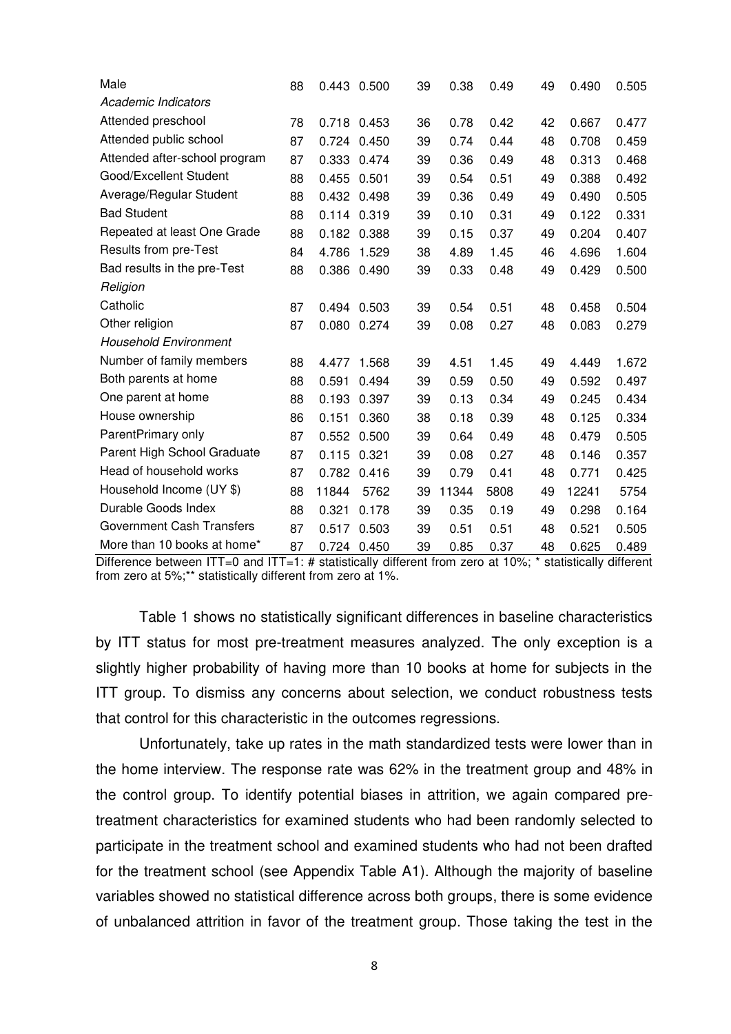| | | | | | | | | | |
|---|---|---|---|---|---|---|---|---|---|
| Male | 88 | 0.443 | 0.500 | 39 | 0.38 | 0.49 | 49 | 0.490 | 0.505 |
| *Academic Indicators* | | | | | | | | | |
| Attended preschool | 78 | 0.718 | 0.453 | 36 | 0.78 | 0.42 | 42 | 0.667 | 0.477 |
| Attended public school | 87 | 0.724 | 0.450 | 39 | 0.74 | 0.44 | 48 | 0.708 | 0.459 |
| Attended after-school program | 87 | 0.333 | 0.474 | 39 | 0.36 | 0.49 | 48 | 0.313 | 0.468 |
| Good/Excellent Student | 88 | 0.455 | 0.501 | 39 | 0.54 | 0.51 | 49 | 0.388 | 0.492 |
| Average/Regular Student | 88 | 0.432 | 0.498 | 39 | 0.36 | 0.49 | 49 | 0.490 | 0.505 |
| Bad Student | 88 | 0.114 | 0.319 | 39 | 0.10 | 0.31 | 49 | 0.122 | 0.331 |
| Repeated at least One Grade | 88 | 0.182 | 0.388 | 39 | 0.15 | 0.37 | 49 | 0.204 | 0.407 |
| Results from pre-Test | 84 | 4.786 | 1.529 | 38 | 4.89 | 1.45 | 46 | 4.696 | 1.604 |
| Bad results in the pre-Test | 88 | 0.386 | 0.490 | 39 | 0.33 | 0.48 | 49 | 0.429 | 0.500 |
| *Religion* | | | | | | | | | |
| Catholic | 87 | 0.494 | 0.503 | 39 | 0.54 | 0.51 | 48 | 0.458 | 0.504 |
| Other religion | 87 | 0.080 | 0.274 | 39 | 0.08 | 0.27 | 48 | 0.083 | 0.279 |
| *Household Environment* | | | | | | | | | |
| Number of family members | 88 | 4.477 | 1.568 | 39 | 4.51 | 1.45 | 49 | 4.449 | 1.672 |
| Both parents at home | 88 | 0.591 | 0.494 | 39 | 0.59 | 0.50 | 49 | 0.592 | 0.497 |
| One parent at home | 88 | 0.193 | 0.397 | 39 | 0.13 | 0.34 | 49 | 0.245 | 0.434 |
| House ownership | 86 | 0.151 | 0.360 | 38 | 0.18 | 0.39 | 48 | 0.125 | 0.334 |
| ParentPrimary only | 87 | 0.552 | 0.500 | 39 | 0.64 | 0.49 | 48 | 0.479 | 0.505 |
| Parent High School Graduate | 87 | 0.115 | 0.321 | 39 | 0.08 | 0.27 | 48 | 0.146 | 0.357 |
| Head of household works | 87 | 0.782 | 0.416 | 39 | 0.79 | 0.41 | 48 | 0.771 | 0.425 |
| Household Income (UY $) | 88 | 11844 | 5762 | 39 | 11344 | 5808 | 49 | 12241 | 5754 |
| Durable Goods Index | 88 | 0.321 | 0.178 | 39 | 0.35 | 0.19 | 49 | 0.298 | 0.164 |
| Government Cash Transfers | 87 | 0.517 | 0.503 | 39 | 0.51 | 0.51 | 48 | 0.521 | 0.505 |
| More than 10 books at home* | 87 | 0.724 | 0.450 | 39 | 0.85 | 0.37 | 48 | 0.625 | 0.489 |

Difference between ITT=0 and ITT=1: # statistically different from zero at 10%; * statistically different from zero at 5%;** statistically different from zero at 1%.

Table 1 shows no statistically significant differences in baseline characteristics by ITT status for most pre-treatment measures analyzed. The only exception is a slightly higher probability of having more than 10 books at home for subjects in the ITT group. To dismiss any concerns about selection, we conduct robustness tests that control for this characteristic in the outcomes regressions.

Unfortunately, take up rates in the math standardized tests were lower than in the home interview. The response rate was 62% in the treatment group and 48% in the control group. To identify potential biases in attrition, we again compared pre-treatment characteristics for examined students who had been randomly selected to participate in the treatment school and examined students who had not been drafted for the treatment school (see Appendix Table A1). Although the majority of baseline variables showed no statistical difference across both groups, there is some evidence of unbalanced attrition in favor of the treatment group. Those taking the test in the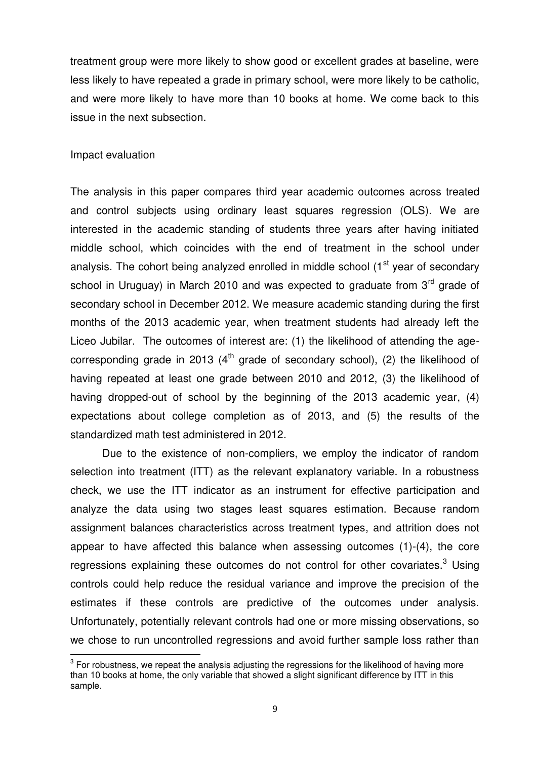treatment group were more likely to show good or excellent grades at baseline, were less likely to have repeated a grade in primary school, were more likely to be catholic, and were more likely to have more than 10 books at home. We come back to this issue in the next subsection.

Impact evaluation

The analysis in this paper compares third year academic outcomes across treated and control subjects using ordinary least squares regression (OLS). We are interested in the academic standing of students three years after having initiated middle school, which coincides with the end of treatment in the school under analysis. The cohort being analyzed enrolled in middle school (1st year of secondary school in Uruguay) in March 2010 and was expected to graduate from 3rd grade of secondary school in December 2012. We measure academic standing during the first months of the 2013 academic year, when treatment students had already left the Liceo Jubilar. The outcomes of interest are: (1) the likelihood of attending the age-corresponding grade in 2013 (4th grade of secondary school), (2) the likelihood of having repeated at least one grade between 2010 and 2012, (3) the likelihood of having dropped-out of school by the beginning of the 2013 academic year, (4) expectations about college completion as of 2013, and (5) the results of the standardized math test administered in 2012.

Due to the existence of non-compliers, we employ the indicator of random selection into treatment (ITT) as the relevant explanatory variable. In a robustness check, we use the ITT indicator as an instrument for effective participation and analyze the data using two stages least squares estimation. Because random assignment balances characteristics across treatment types, and attrition does not appear to have affected this balance when assessing outcomes (1)-(4), the core regressions explaining these outcomes do not control for other covariates.[3] Using controls could help reduce the residual variance and improve the precision of the estimates if these controls are predictive of the outcomes under analysis. Unfortunately, potentially relevant controls had one or more missing observations, so we chose to run uncontrolled regressions and avoid further sample loss rather than

[3] For robustness, we repeat the analysis adjusting the regressions for the likelihood of having more than 10 books at home, the only variable that showed a slight significant difference by ITT in this sample.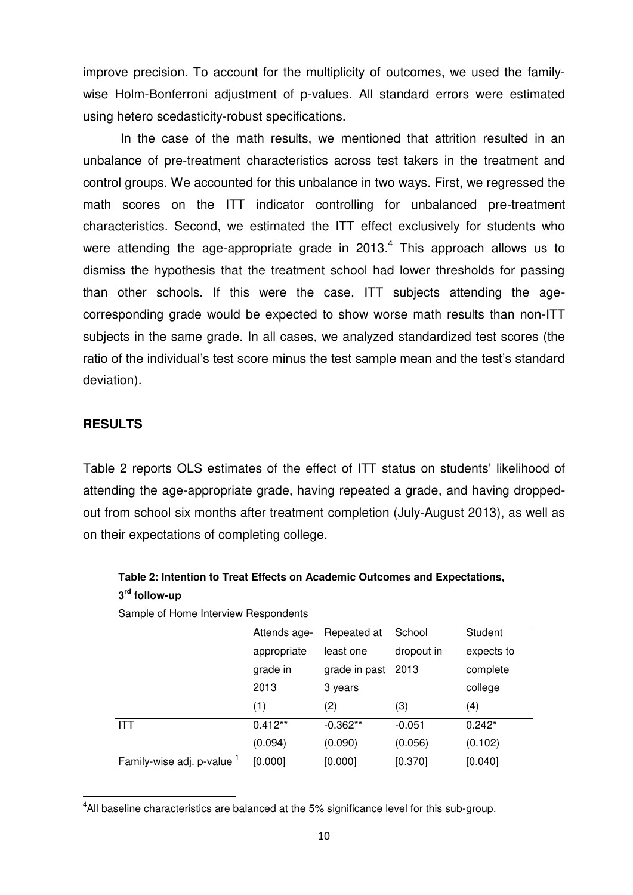improve precision. To account for the multiplicity of outcomes, we used the family-wise Holm-Bonferroni adjustment of p-values. All standard errors were estimated using hetero scedasticity-robust specifications.

In the case of the math results, we mentioned that attrition resulted in an unbalance of pre-treatment characteristics across test takers in the treatment and control groups. We accounted for this unbalance in two ways. First, we regressed the math scores on the ITT indicator controlling for unbalanced pre-treatment characteristics. Second, we estimated the ITT effect exclusively for students who were attending the age-appropriate grade in 2013.[4] This approach allows us to dismiss the hypothesis that the treatment school had lower thresholds for passing than other schools. If this were the case, ITT subjects attending the age-corresponding grade would be expected to show worse math results than non-ITT subjects in the same grade. In all cases, we analyzed standardized test scores (the ratio of the individual's test score minus the test sample mean and the test's standard deviation).

## RESULTS

Table 2 reports OLS estimates of the effect of ITT status on students' likelihood of attending the age-appropriate grade, having repeated a grade, and having dropped-out from school six months after treatment completion (July-August 2013), as well as on their expectations of completing college.

**Table 2: Intention to Treat Effects on Academic Outcomes and Expectations, 3rd follow-up**

Sample of Home Interview Respondents

| | Attends age-appropriate grade in 2013 | Repeated at least one grade in past 3 years | School dropout in 2013 | Student expects to complete college |
|---|---|---|---|---|
| | (1) | (2) | (3) | (4) |
| ITT | 0.412** | -0.362** | -0.051 | 0.242* |
| | (0.094) | (0.090) | (0.056) | (0.102) |
| Family-wise adj. p-value [1] | [0.000] | [0.000] | [0.370] | [0.040] |

[4] All baseline characteristics are balanced at the 5% significance level for this sub-group.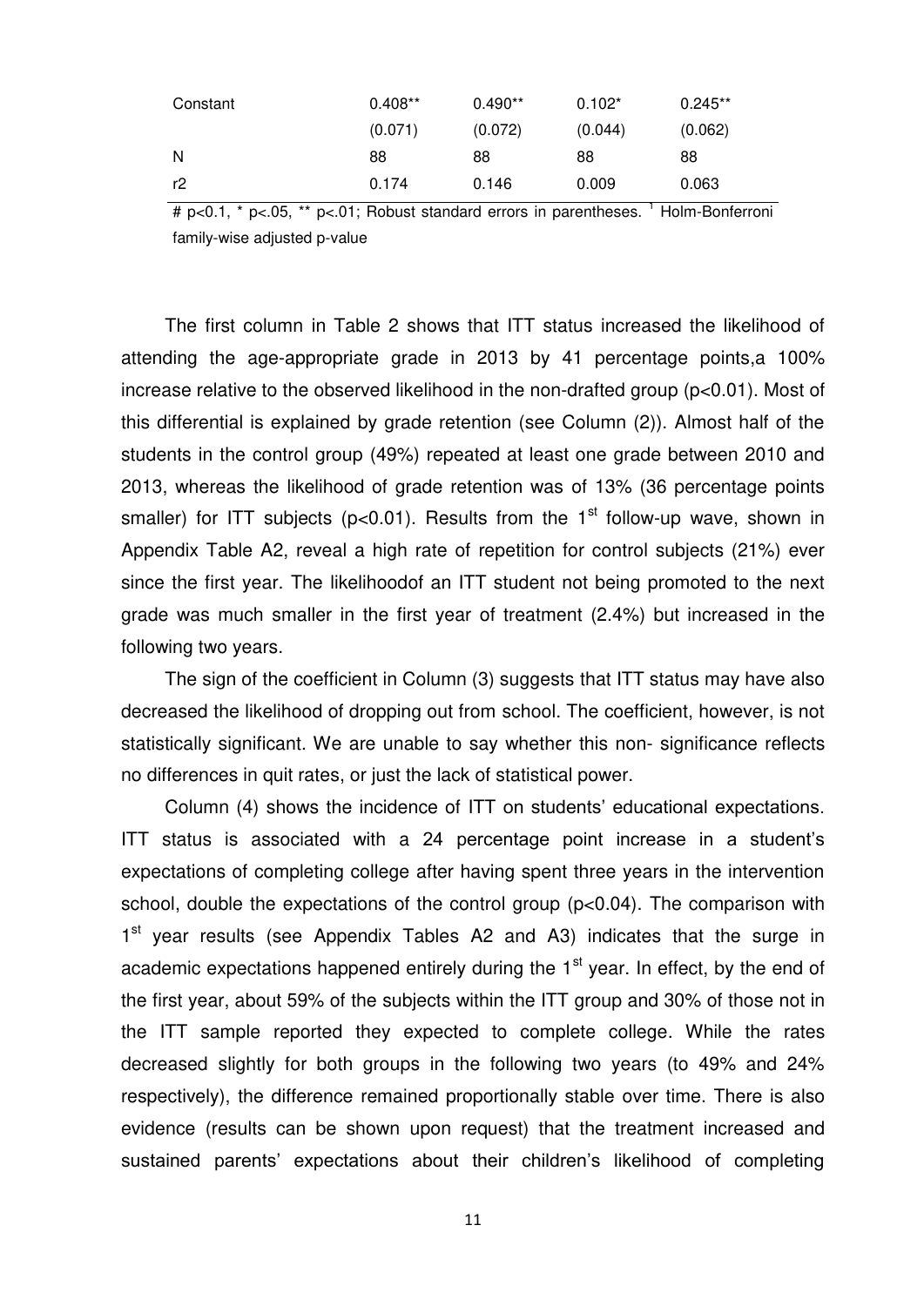| | | | | |
|---|---|---|---|---|
| Constant | 0.408** | 0.490** | 0.102* | 0.245** |
| | (0.071) | (0.072) | (0.044) | (0.062) |
| N | 88 | 88 | 88 | 88 |
| r2 | 0.174 | 0.146 | 0.009 | 0.063 |

# p<0.1, * p<.05, ** p<.01; Robust standard errors in parentheses. [1] Holm-Bonferroni family-wise adjusted p-value

The first column in Table 2 shows that ITT status increased the likelihood of attending the age-appropriate grade in 2013 by 41 percentage points,a 100% increase relative to the observed likelihood in the non-drafted group (p<0.01). Most of this differential is explained by grade retention (see Column (2)). Almost half of the students in the control group (49%) repeated at least one grade between 2010 and 2013, whereas the likelihood of grade retention was of 13% (36 percentage points smaller) for ITT subjects (p<0.01). Results from the 1st follow-up wave, shown in Appendix Table A2, reveal a high rate of repetition for control subjects (21%) ever since the first year. The likelihoodof an ITT student not being promoted to the next grade was much smaller in the first year of treatment (2.4%) but increased in the following two years.

The sign of the coefficient in Column (3) suggests that ITT status may have also decreased the likelihood of dropping out from school. The coefficient, however, is not statistically significant. We are unable to say whether this non- significance reflects no differences in quit rates, or just the lack of statistical power.

Column (4) shows the incidence of ITT on students' educational expectations. ITT status is associated with a 24 percentage point increase in a student's expectations of completing college after having spent three years in the intervention school, double the expectations of the control group (p<0.04). The comparison with 1st year results (see Appendix Tables A2 and A3) indicates that the surge in academic expectations happened entirely during the 1st year. In effect, by the end of the first year, about 59% of the subjects within the ITT group and 30% of those not in the ITT sample reported they expected to complete college. While the rates decreased slightly for both groups in the following two years (to 49% and 24% respectively), the difference remained proportionally stable over time. There is also evidence (results can be shown upon request) that the treatment increased and sustained parents' expectations about their children's likelihood of completing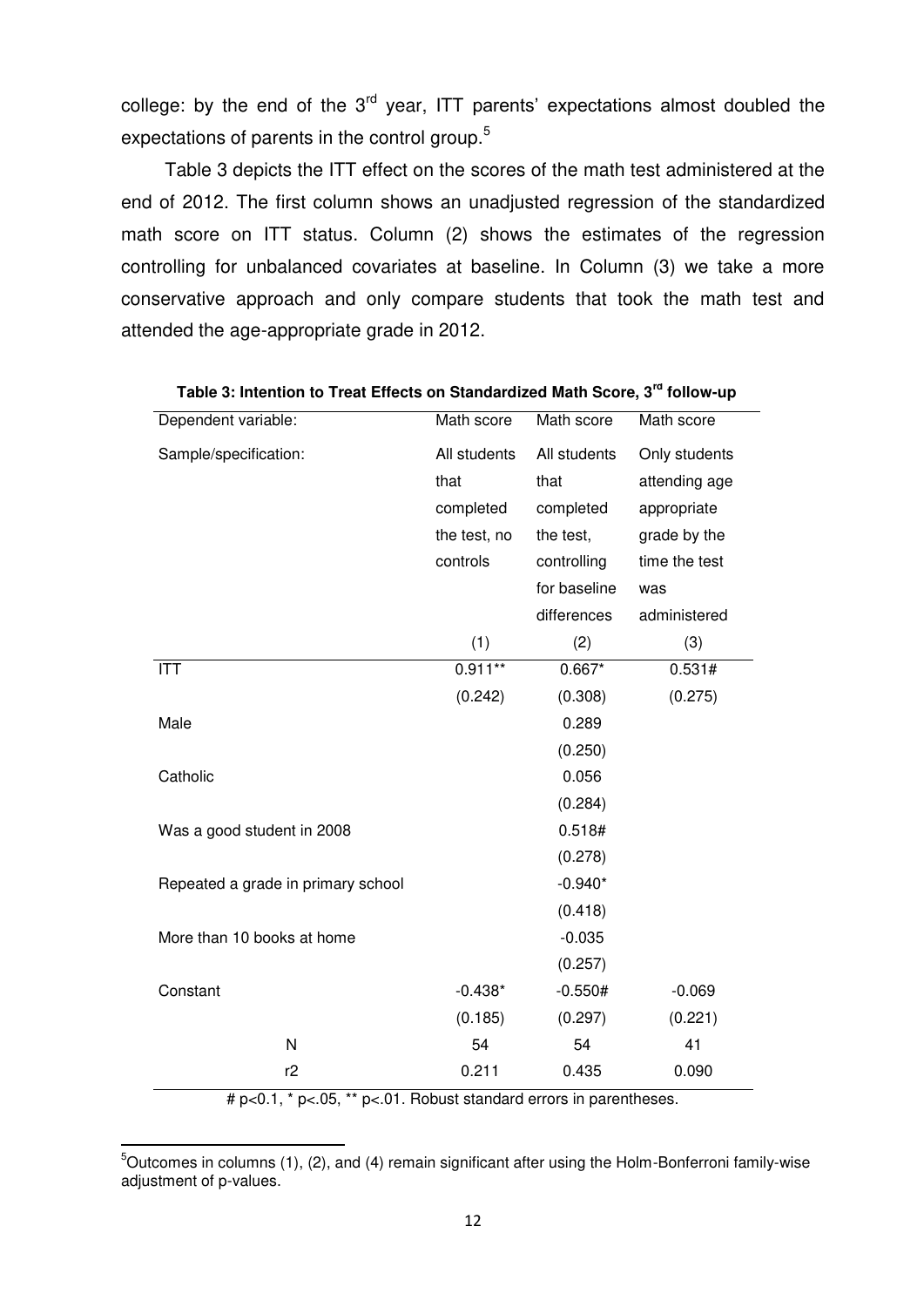college: by the end of the 3rd year, ITT parents' expectations almost doubled the expectations of parents in the control group.[5]

Table 3 depicts the ITT effect on the scores of the math test administered at the end of 2012. The first column shows an unadjusted regression of the standardized math score on ITT status. Column (2) shows the estimates of the regression controlling for unbalanced covariates at baseline. In Column (3) we take a more conservative approach and only compare students that took the math test and attended the age-appropriate grade in 2012.

**Table 3: Intention to Treat Effects on Standardized Math Score, 3rd follow-up**

| Dependent variable: | Math score | Math score | Math score |
|---|---|---|---|
| Sample/specification: | All students that completed the test, no controls | All students that completed the test, controlling for baseline differences | Only students attending age appropriate grade by the time the test was administered |
| | (1) | (2) | (3) |
| ITT | 0.911** | 0.667* | 0.531# |
| | (0.242) | (0.308) | (0.275) |
| Male | | 0.289 | |
| | | (0.250) | |
| Catholic | | 0.056 | |
| | | (0.284) | |
| Was a good student in 2008 | | 0.518# | |
| | | (0.278) | |
| Repeated a grade in primary school | | -0.940* | |
| | | (0.418) | |
| More than 10 books at home | | -0.035 | |
| | | (0.257) | |
| Constant | -0.438* | -0.550# | -0.069 |
| | (0.185) | (0.297) | (0.221) |
| N | 54 | 54 | 41 |
| r2 | 0.211 | 0.435 | 0.090 |

# p<0.1, * p<.05, ** p<.01. Robust standard errors in parentheses.

[5] Outcomes in columns (1), (2), and (4) remain significant after using the Holm-Bonferroni family-wise adjustment of p-values.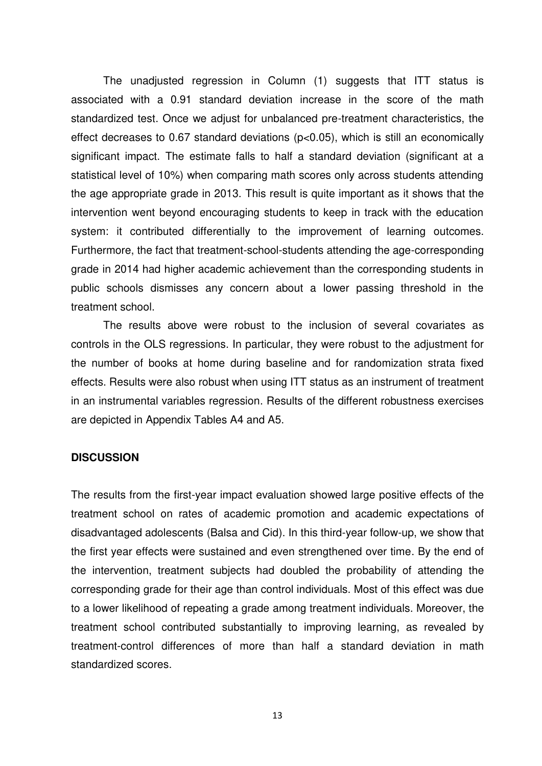The unadjusted regression in Column (1) suggests that ITT status is associated with a 0.91 standard deviation increase in the score of the math standardized test. Once we adjust for unbalanced pre-treatment characteristics, the effect decreases to 0.67 standard deviations ($p<0.05$), which is still an economically significant impact. The estimate falls to half a standard deviation (significant at a statistical level of 10%) when comparing math scores only across students attending the age appropriate grade in 2013. This result is quite important as it shows that the intervention went beyond encouraging students to keep in track with the education system: it contributed differentially to the improvement of learning outcomes. Furthermore, the fact that treatment-school-students attending the age-corresponding grade in 2014 had higher academic achievement than the corresponding students in public schools dismisses any concern about a lower passing threshold in the treatment school.

The results above were robust to the inclusion of several covariates as controls in the OLS regressions. In particular, they were robust to the adjustment for the number of books at home during baseline and for randomization strata fixed effects. Results were also robust when using ITT status as an instrument of treatment in an instrumental variables regression. Results of the different robustness exercises are depicted in Appendix Tables A4 and A5.

## DISCUSSION

The results from the first-year impact evaluation showed large positive effects of the treatment school on rates of academic promotion and academic expectations of disadvantaged adolescents (Balsa and Cid). In this third-year follow-up, we show that the first year effects were sustained and even strengthened over time. By the end of the intervention, treatment subjects had doubled the probability of attending the corresponding grade for their age than control individuals. Most of this effect was due to a lower likelihood of repeating a grade among treatment individuals. Moreover, the treatment school contributed substantially to improving learning, as revealed by treatment-control differences of more than half a standard deviation in math standardized scores.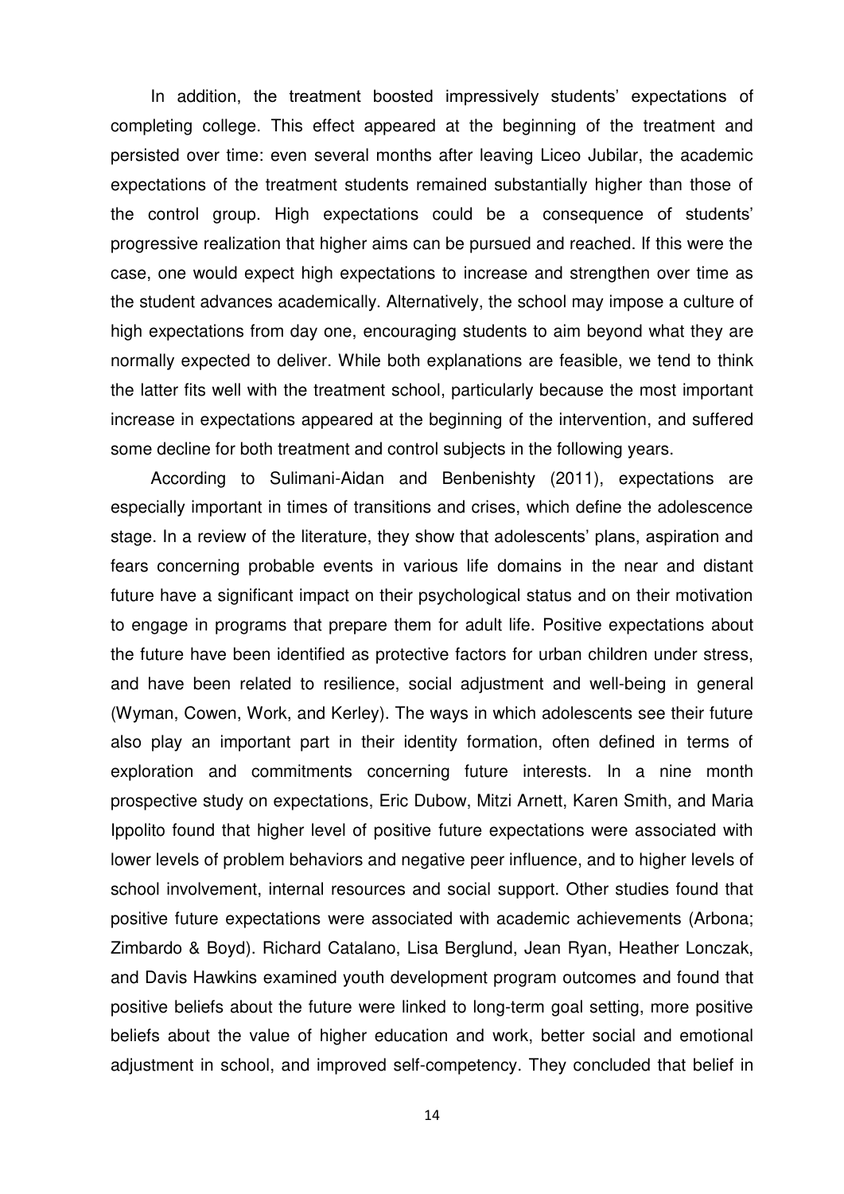In addition, the treatment boosted impressively students' expectations of completing college. This effect appeared at the beginning of the treatment and persisted over time: even several months after leaving Liceo Jubilar, the academic expectations of the treatment students remained substantially higher than those of the control group. High expectations could be a consequence of students' progressive realization that higher aims can be pursued and reached. If this were the case, one would expect high expectations to increase and strengthen over time as the student advances academically. Alternatively, the school may impose a culture of high expectations from day one, encouraging students to aim beyond what they are normally expected to deliver. While both explanations are feasible, we tend to think the latter fits well with the treatment school, particularly because the most important increase in expectations appeared at the beginning of the intervention, and suffered some decline for both treatment and control subjects in the following years.

According to Sulimani-Aidan and Benbenishty (2011), expectations are especially important in times of transitions and crises, which define the adolescence stage. In a review of the literature, they show that adolescents' plans, aspiration and fears concerning probable events in various life domains in the near and distant future have a significant impact on their psychological status and on their motivation to engage in programs that prepare them for adult life. Positive expectations about the future have been identified as protective factors for urban children under stress, and have been related to resilience, social adjustment and well-being in general (Wyman, Cowen, Work, and Kerley). The ways in which adolescents see their future also play an important part in their identity formation, often defined in terms of exploration and commitments concerning future interests. In a nine month prospective study on expectations, Eric Dubow, Mitzi Arnett, Karen Smith, and Maria Ippolito found that higher level of positive future expectations were associated with lower levels of problem behaviors and negative peer influence, and to higher levels of school involvement, internal resources and social support. Other studies found that positive future expectations were associated with academic achievements (Arbona; Zimbardo & Boyd). Richard Catalano, Lisa Berglund, Jean Ryan, Heather Lonczak, and Davis Hawkins examined youth development program outcomes and found that positive beliefs about the future were linked to long-term goal setting, more positive beliefs about the value of higher education and work, better social and emotional adjustment in school, and improved self-competency. They concluded that belief in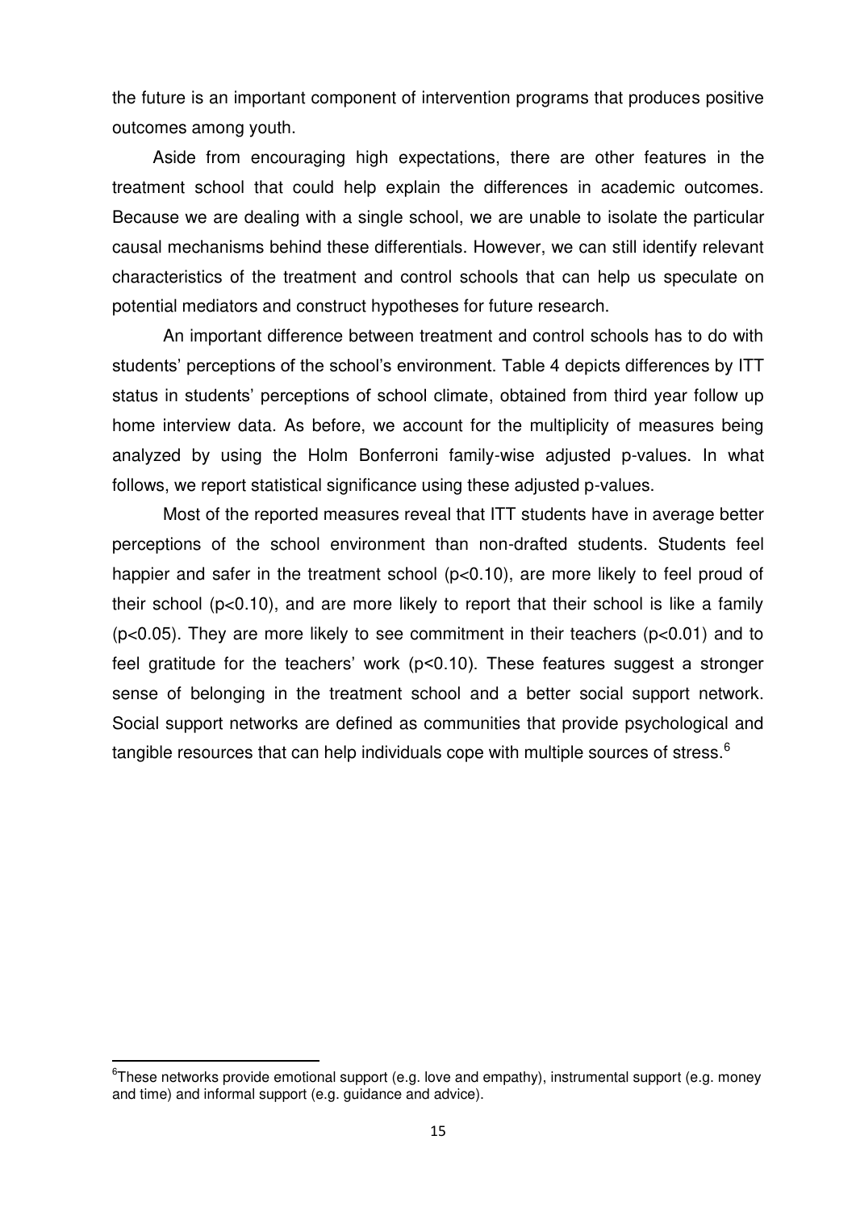the future is an important component of intervention programs that produces positive outcomes among youth.

Aside from encouraging high expectations, there are other features in the treatment school that could help explain the differences in academic outcomes. Because we are dealing with a single school, we are unable to isolate the particular causal mechanisms behind these differentials. However, we can still identify relevant characteristics of the treatment and control schools that can help us speculate on potential mediators and construct hypotheses for future research.

An important difference between treatment and control schools has to do with students' perceptions of the school's environment. Table 4 depicts differences by ITT status in students' perceptions of school climate, obtained from third year follow up home interview data. As before, we account for the multiplicity of measures being analyzed by using the Holm Bonferroni family-wise adjusted p-values. In what follows, we report statistical significance using these adjusted p-values.

Most of the reported measures reveal that ITT students have in average better perceptions of the school environment than non-drafted students. Students feel happier and safer in the treatment school ($p<0.10$), are more likely to feel proud of their school ($p<0.10$), and are more likely to report that their school is like a family ($p<0.05$). They are more likely to see commitment in their teachers ($p<0.01$) and to feel gratitude for the teachers' work ($p<0.10$). These features suggest a stronger sense of belonging in the treatment school and a better social support network. Social support networks are defined as communities that provide psychological and tangible resources that can help individuals cope with multiple sources of stress.[6]

[6]These networks provide emotional support (e.g. love and empathy), instrumental support (e.g. money and time) and informal support (e.g. guidance and advice).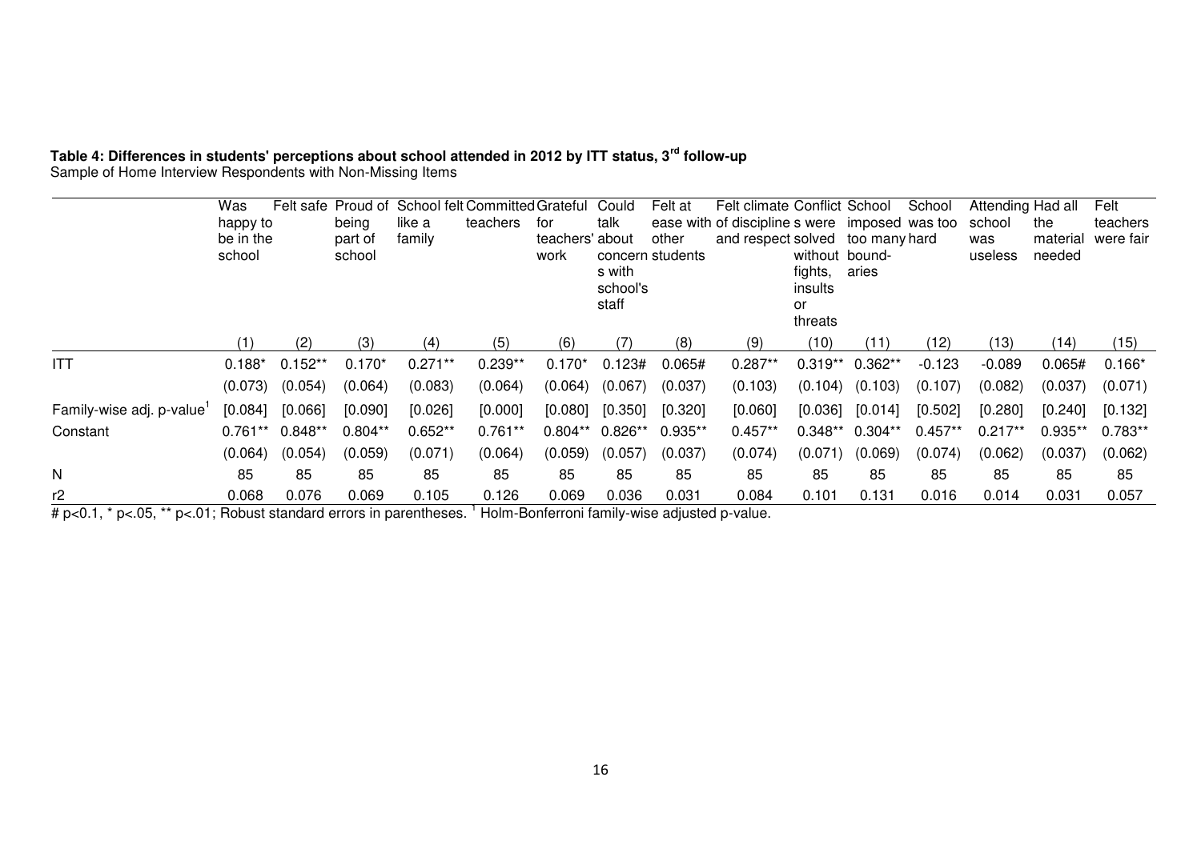**Table 4: Differences in students' perceptions about school attended in 2012 by ITT status, 3rd follow-up**
Sample of Home Interview Respondents with Non-Missing Items

| | Was happy to be in the school | Felt safe | Proud of being part of school | School felt like a family | Committed teachers | Grateful for teachers' work | Could talk about concerns with school's staff | Felt at ease with other students | Felt climate of discipline and respect | Conflicts were solved without fights, insults or threats | School imposed too many bound-aries | School was too hard | Attending school was useless | Had all the material needed | Felt teachers were fair |
|---|---|---|---|---|---|---|---|---|---|---|---|---|---|---|---|
| | (1) | (2) | (3) | (4) | (5) | (6) | (7) | (8) | (9) | (10) | (11) | (12) | (13) | (14) | (15) |
| ITT | 0.188* | 0.152** | 0.170* | 0.271** | 0.239** | 0.170* | 0.123# | 0.065# | 0.287** | 0.319** | 0.362** | -0.123 | -0.089 | 0.065# | 0.166* |
| | (0.073) | (0.054) | (0.064) | (0.083) | (0.064) | (0.064) | (0.067) | (0.037) | (0.103) | (0.104) | (0.103) | (0.107) | (0.082) | (0.037) | (0.071) |
| Family-wise adj. p-value[1] | [0.084] | [0.066] | [0.090] | [0.026] | [0.000] | [0.080] | [0.350] | [0.320] | [0.060] | [0.036] | [0.014] | [0.502] | [0.280] | [0.240] | [0.132] |
| Constant | 0.761** | 0.848** | 0.804** | 0.652** | 0.761** | 0.804** | 0.826** | 0.935** | 0.457** | 0.348** | 0.304** | 0.457** | 0.217** | 0.935** | 0.783** |
| | (0.064) | (0.054) | (0.059) | (0.071) | (0.064) | (0.059) | (0.057) | (0.037) | (0.074) | (0.071) | (0.069) | (0.074) | (0.062) | (0.037) | (0.062) |
| N | 85 | 85 | 85 | 85 | 85 | 85 | 85 | 85 | 85 | 85 | 85 | 85 | 85 | 85 | 85 |
| r2 | 0.068 | 0.076 | 0.069 | 0.105 | 0.126 | 0.069 | 0.036 | 0.031 | 0.084 | 0.101 | 0.131 | 0.016 | 0.014 | 0.031 | 0.057 |

# p<0.1, * p<.05, ** p<.01; Robust standard errors in parentheses. [1] Holm-Bonferroni family-wise adjusted p-value.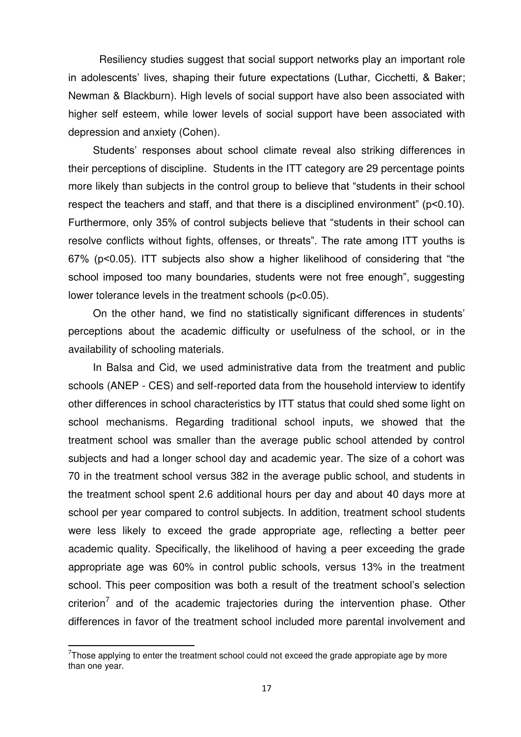Resiliency studies suggest that social support networks play an important role in adolescents' lives, shaping their future expectations (Luthar, Cicchetti, & Baker; Newman & Blackburn). High levels of social support have also been associated with higher self esteem, while lower levels of social support have been associated with depression and anxiety (Cohen).

Students' responses about school climate reveal also striking differences in their perceptions of discipline. Students in the ITT category are 29 percentage points more likely than subjects in the control group to believe that "students in their school respect the teachers and staff, and that there is a disciplined environment" ($p<0.10$). Furthermore, only 35% of control subjects believe that "students in their school can resolve conflicts without fights, offenses, or threats". The rate among ITT youths is 67% ($p<0.05$). ITT subjects also show a higher likelihood of considering that "the school imposed too many boundaries, students were not free enough", suggesting lower tolerance levels in the treatment schools ($p<0.05$).

On the other hand, we find no statistically significant differences in students' perceptions about the academic difficulty or usefulness of the school, or in the availability of schooling materials.

In Balsa and Cid, we used administrative data from the treatment and public schools (ANEP - CES) and self-reported data from the household interview to identify other differences in school characteristics by ITT status that could shed some light on school mechanisms. Regarding traditional school inputs, we showed that the treatment school was smaller than the average public school attended by control subjects and had a longer school day and academic year. The size of a cohort was 70 in the treatment school versus 382 in the average public school, and students in the treatment school spent 2.6 additional hours per day and about 40 days more at school per year compared to control subjects. In addition, treatment school students were less likely to exceed the grade appropriate age, reflecting a better peer academic quality. Specifically, the likelihood of having a peer exceeding the grade appropriate age was 60% in control public schools, versus 13% in the treatment school. This peer composition was both a result of the treatment school's selection criterion[7] and of the academic trajectories during the intervention phase. Other differences in favor of the treatment school included more parental involvement and

[7] Those applying to enter the treatment school could not exceed the grade appropiate age by more than one year.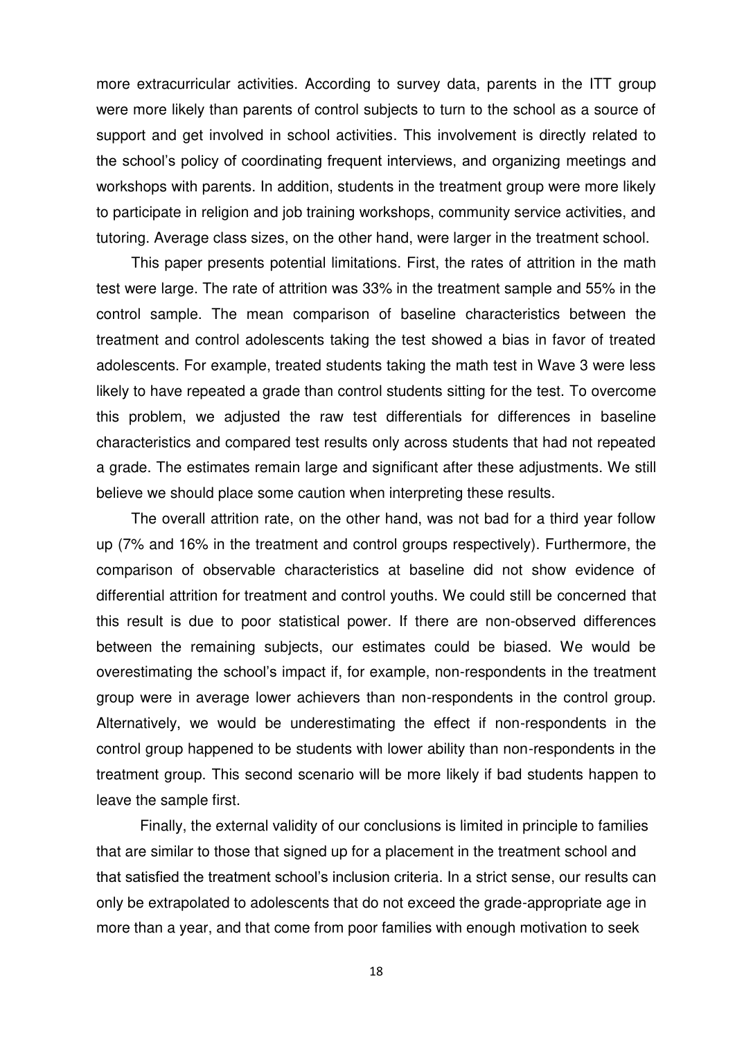more extracurricular activities. According to survey data, parents in the ITT group were more likely than parents of control subjects to turn to the school as a source of support and get involved in school activities. This involvement is directly related to the school's policy of coordinating frequent interviews, and organizing meetings and workshops with parents. In addition, students in the treatment group were more likely to participate in religion and job training workshops, community service activities, and tutoring. Average class sizes, on the other hand, were larger in the treatment school.

This paper presents potential limitations. First, the rates of attrition in the math test were large. The rate of attrition was 33% in the treatment sample and 55% in the control sample. The mean comparison of baseline characteristics between the treatment and control adolescents taking the test showed a bias in favor of treated adolescents. For example, treated students taking the math test in Wave 3 were less likely to have repeated a grade than control students sitting for the test. To overcome this problem, we adjusted the raw test differentials for differences in baseline characteristics and compared test results only across students that had not repeated a grade. The estimates remain large and significant after these adjustments. We still believe we should place some caution when interpreting these results.

The overall attrition rate, on the other hand, was not bad for a third year follow up (7% and 16% in the treatment and control groups respectively). Furthermore, the comparison of observable characteristics at baseline did not show evidence of differential attrition for treatment and control youths. We could still be concerned that this result is due to poor statistical power. If there are non-observed differences between the remaining subjects, our estimates could be biased. We would be overestimating the school's impact if, for example, non-respondents in the treatment group were in average lower achievers than non-respondents in the control group. Alternatively, we would be underestimating the effect if non-respondents in the control group happened to be students with lower ability than non-respondents in the treatment group. This second scenario will be more likely if bad students happen to leave the sample first.

Finally, the external validity of our conclusions is limited in principle to families that are similar to those that signed up for a placement in the treatment school and that satisfied the treatment school's inclusion criteria. In a strict sense, our results can only be extrapolated to adolescents that do not exceed the grade-appropriate age in more than a year, and that come from poor families with enough motivation to seek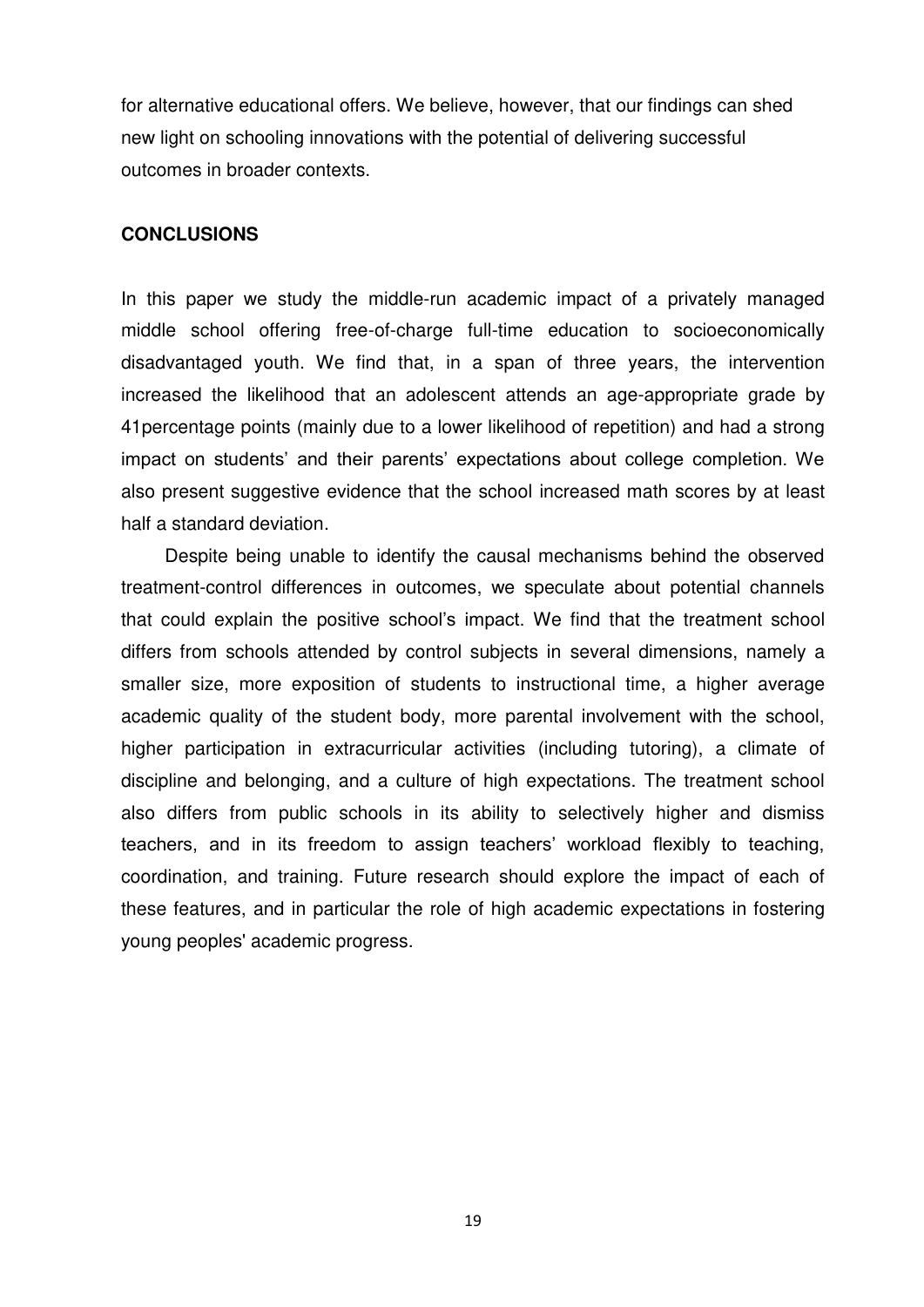for alternative educational offers. We believe, however, that our findings can shed new light on schooling innovations with the potential of delivering successful outcomes in broader contexts.

## CONCLUSIONS

In this paper we study the middle-run academic impact of a privately managed middle school offering free-of-charge full-time education to socioeconomically disadvantaged youth. We find that, in a span of three years, the intervention increased the likelihood that an adolescent attends an age-appropriate grade by 41percentage points (mainly due to a lower likelihood of repetition) and had a strong impact on students' and their parents' expectations about college completion. We also present suggestive evidence that the school increased math scores by at least half a standard deviation.

Despite being unable to identify the causal mechanisms behind the observed treatment-control differences in outcomes, we speculate about potential channels that could explain the positive school's impact. We find that the treatment school differs from schools attended by control subjects in several dimensions, namely a smaller size, more exposition of students to instructional time, a higher average academic quality of the student body, more parental involvement with the school, higher participation in extracurricular activities (including tutoring), a climate of discipline and belonging, and a culture of high expectations. The treatment school also differs from public schools in its ability to selectively higher and dismiss teachers, and in its freedom to assign teachers' workload flexibly to teaching, coordination, and training. Future research should explore the impact of each of these features, and in particular the role of high academic expectations in fostering young peoples' academic progress.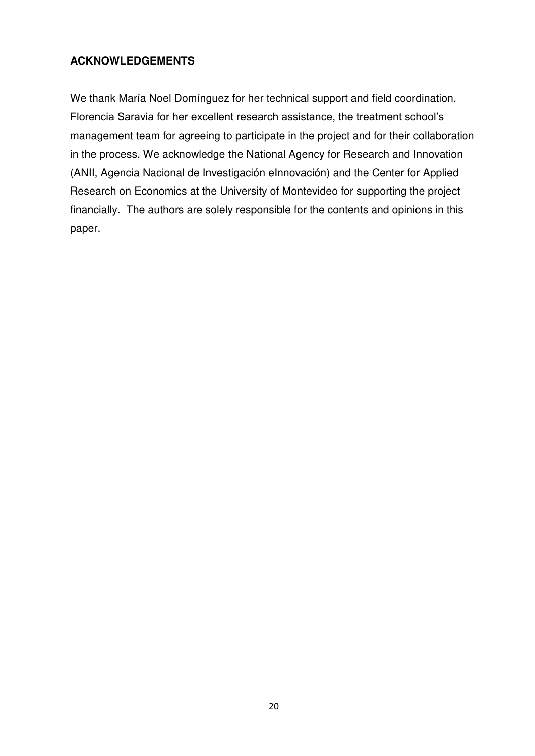## ACKNOWLEDGEMENTS

We thank María Noel Domínguez for her technical support and field coordination, Florencia Saravia for her excellent research assistance, the treatment school's management team for agreeing to participate in the project and for their collaboration in the process. We acknowledge the National Agency for Research and Innovation (ANII, Agencia Nacional de Investigación eInnovación) and the Center for Applied Research on Economics at the University of Montevideo for supporting the project financially. The authors are solely responsible for the contents and opinions in this paper.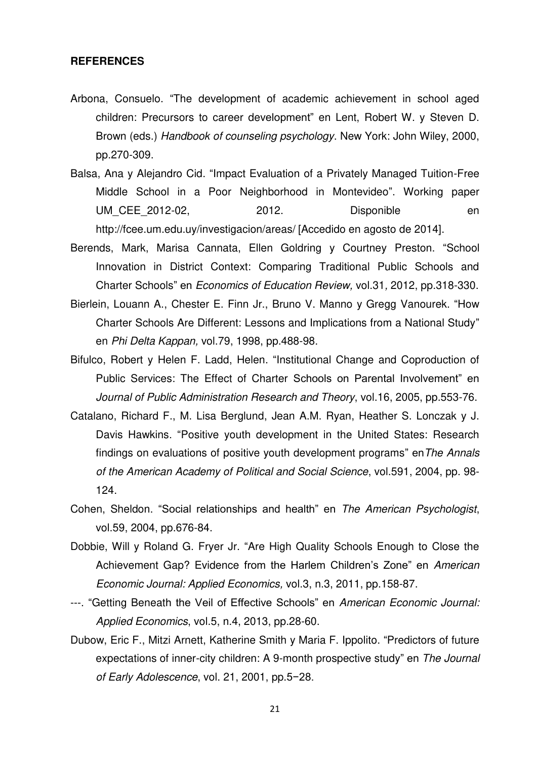**REFERENCES**

Arbona, Consuelo. "The development of academic achievement in school aged children: Precursors to career development" en Lent, Robert W. y Steven D. Brown (eds.) *Handbook of counseling psychology*. New York: John Wiley, 2000, pp.270-309.

Balsa, Ana y Alejandro Cid. "Impact Evaluation of a Privately Managed Tuition-Free Middle School in a Poor Neighborhood in Montevideo". Working paper UM_CEE_2012-02, 2012. Disponible en http://fcee.um.edu.uy/investigacion/areas/ [Accedido en agosto de 2014].

Berends, Mark, Marisa Cannata, Ellen Goldring y Courtney Preston. "School Innovation in District Context: Comparing Traditional Public Schools and Charter Schools" en *Economics of Education Review,* vol.31*,* 2012, pp.318-330.

Bierlein, Louann A., Chester E. Finn Jr., Bruno V. Manno y Gregg Vanourek. "How Charter Schools Are Different: Lessons and Implications from a National Study" en *Phi Delta Kappan,* vol.79, 1998, pp.488-98.

Bifulco, Robert y Helen F. Ladd, Helen. "Institutional Change and Coproduction of Public Services: The Effect of Charter Schools on Parental Involvement" en *Journal of Public Administration Research and Theory*, vol.16, 2005, pp.553-76.

Catalano, Richard F., M. Lisa Berglund, Jean A.M. Ryan, Heather S. Lonczak y J. Davis Hawkins. "Positive youth development in the United States: Research findings on evaluations of positive youth development programs" en*The Annals of the American Academy of Political and Social Science*, vol.591, 2004, pp. 98-124.

Cohen, Sheldon. "Social relationships and health" en *The American Psychologist*, vol.59, 2004, pp.676-84.

Dobbie, Will y Roland G. Fryer Jr. "Are High Quality Schools Enough to Close the Achievement Gap? Evidence from the Harlem Children's Zone" en *American Economic Journal: Applied Economics,* vol.3, n.3, 2011, pp.158-87.

---. "Getting Beneath the Veil of Effective Schools" en *American Economic Journal: Applied Economics*, vol.5, n.4, 2013, pp.28-60.

Dubow, Eric F., Mitzi Arnett, Katherine Smith y Maria F. Ippolito. "Predictors of future expectations of inner-city children: A 9-month prospective study" en *The Journal of Early Adolescence*, vol. 21, 2001, pp.5−28.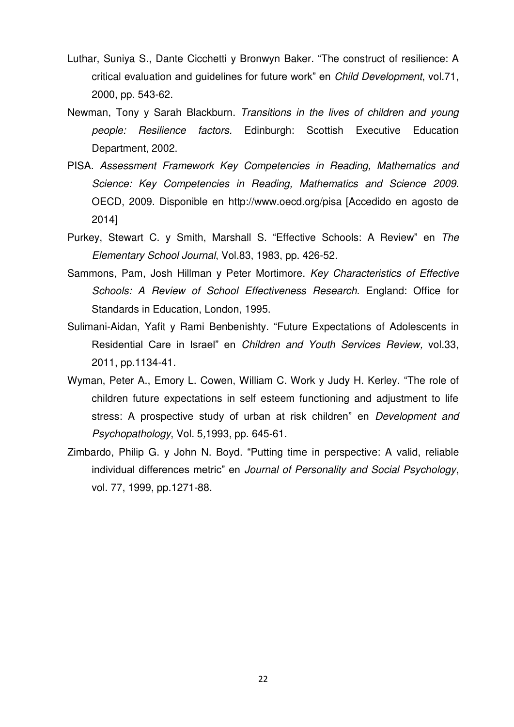Luthar, Suniya S., Dante Cicchetti y Bronwyn Baker. “The construct of resilience: A critical evaluation and guidelines for future work” en *Child Development*, vol.71, 2000, pp. 543-62.

Newman, Tony y Sarah Blackburn. *Transitions in the lives of children and young people: Resilience factors.* Edinburgh: Scottish Executive Education Department, 2002.

PISA. *Assessment Framework Key Competencies in Reading, Mathematics and Science: Key Competencies in Reading, Mathematics and Science 2009*. OECD, 2009. Disponible en http://www.oecd.org/pisa [Accedido en agosto de 2014]

Purkey, Stewart C. y Smith, Marshall S. “Effective Schools: A Review” en *The Elementary School Journal*, Vol.83, 1983, pp. 426-52.

Sammons, Pam, Josh Hillman y Peter Mortimore. *Key Characteristics of Effective Schools: A Review of School Effectiveness Research*. England: Office for Standards in Education, London, 1995.

Sulimani-Aidan, Yafit y Rami Benbenishty. “Future Expectations of Adolescents in Residential Care in Israel” en *Children and Youth Services Review,* vol.33, 2011, pp.1134-41.

Wyman, Peter A., Emory L. Cowen, William C. Work y Judy H. Kerley. “The role of children future expectations in self esteem functioning and adjustment to life stress: A prospective study of urban at risk children” en *Development and Psychopathology*, Vol. 5,1993, pp. 645-61.

Zimbardo, Philip G. y John N. Boyd. “Putting time in perspective: A valid, reliable individual differences metric” en *Journal of Personality and Social Psychology*, vol. 77, 1999, pp.1271-88.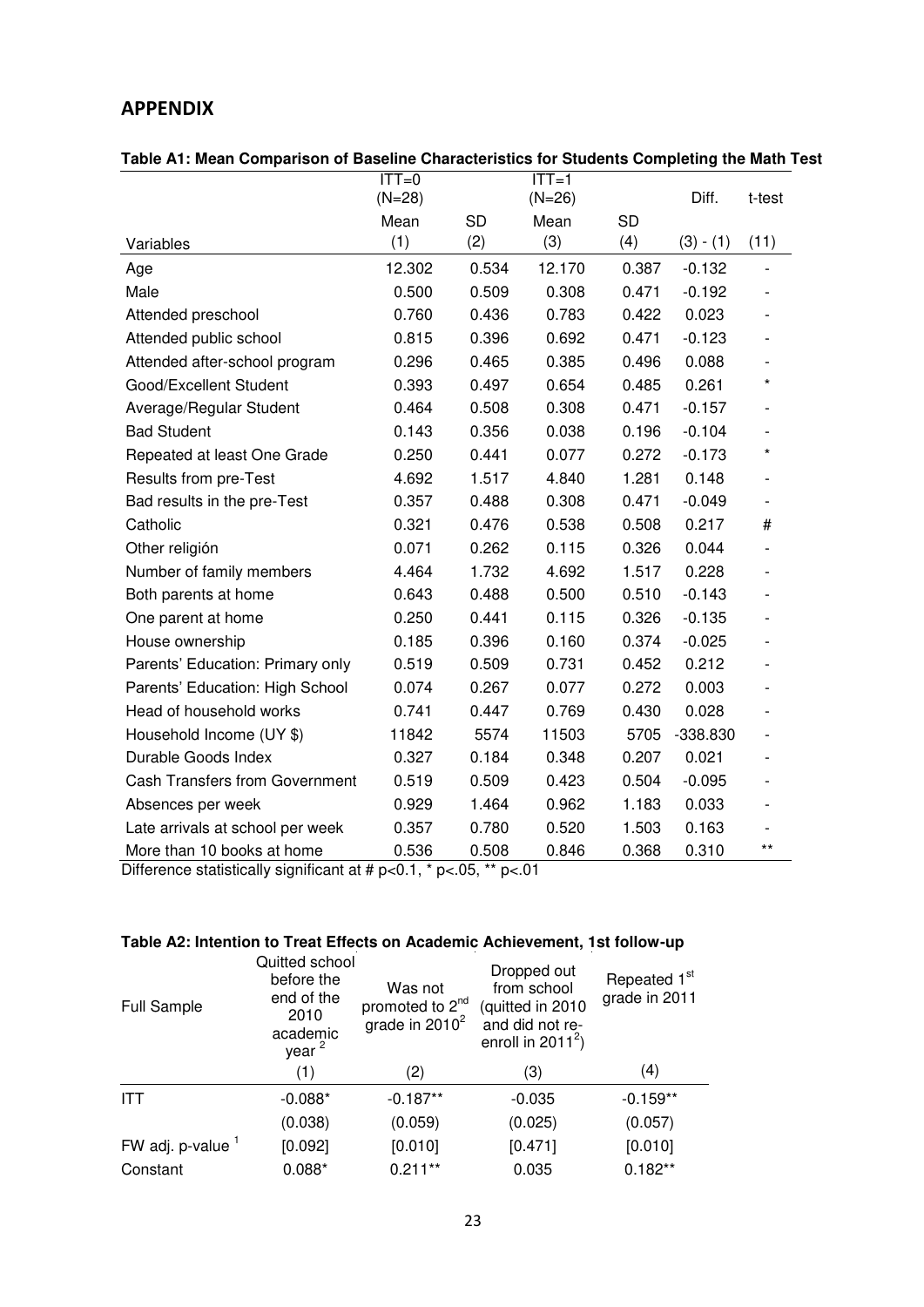## APPENDIX

**Table A1: Mean Comparison of Baseline Characteristics for Students Completing the Math Test**

| | ITT=0 (N=28) | | ITT=1 (N=26) | | Diff. | t-test |
|---|---|---|---|---|---|---|
| | Mean | SD | Mean | SD | | |
| Variables | (1) | (2) | (3) | (4) | (3) - (1) | (11) |
| Age | 12.302 | 0.534 | 12.170 | 0.387 | -0.132 | - |
| Male | 0.500 | 0.509 | 0.308 | 0.471 | -0.192 | - |
| Attended preschool | 0.760 | 0.436 | 0.783 | 0.422 | 0.023 | - |
| Attended public school | 0.815 | 0.396 | 0.692 | 0.471 | -0.123 | - |
| Attended after-school program | 0.296 | 0.465 | 0.385 | 0.496 | 0.088 | - |
| Good/Excellent Student | 0.393 | 0.497 | 0.654 | 0.485 | 0.261 | * |
| Average/Regular Student | 0.464 | 0.508 | 0.308 | 0.471 | -0.157 | - |
| Bad Student | 0.143 | 0.356 | 0.038 | 0.196 | -0.104 | - |
| Repeated at least One Grade | 0.250 | 0.441 | 0.077 | 0.272 | -0.173 | * |
| Results from pre-Test | 4.692 | 1.517 | 4.840 | 1.281 | 0.148 | - |
| Bad results in the pre-Test | 0.357 | 0.488 | 0.308 | 0.471 | -0.049 | - |
| Catholic | 0.321 | 0.476 | 0.538 | 0.508 | 0.217 | # |
| Other religión | 0.071 | 0.262 | 0.115 | 0.326 | 0.044 | - |
| Number of family members | 4.464 | 1.732 | 4.692 | 1.517 | 0.228 | - |
| Both parents at home | 0.643 | 0.488 | 0.500 | 0.510 | -0.143 | - |
| One parent at home | 0.250 | 0.441 | 0.115 | 0.326 | -0.135 | - |
| House ownership | 0.185 | 0.396 | 0.160 | 0.374 | -0.025 | - |
| Parents' Education: Primary only | 0.519 | 0.509 | 0.731 | 0.452 | 0.212 | - |
| Parents' Education: High School | 0.074 | 0.267 | 0.077 | 0.272 | 0.003 | - |
| Head of household works | 0.741 | 0.447 | 0.769 | 0.430 | 0.028 | - |
| Household Income (UY $) | 11842 | 5574 | 11503 | 5705 | -338.830 | - |
| Durable Goods Index | 0.327 | 0.184 | 0.348 | 0.207 | 0.021 | - |
| Cash Transfers from Government | 0.519 | 0.509 | 0.423 | 0.504 | -0.095 | - |
| Absences per week | 0.929 | 1.464 | 0.962 | 1.183 | 0.033 | - |
| Late arrivals at school per week | 0.357 | 0.780 | 0.520 | 1.503 | 0.163 | - |
| More than 10 books at home | 0.536 | 0.508 | 0.846 | 0.368 | 0.310 | ** |

Difference statistically significant at # p<0.1, * p<.05, ** p<.01

**Table A2: Intention to Treat Effects on Academic Achievement, 1st follow-up**

| Full Sample | Quitted school before the end of the 2010 academic year [2] | Was not promoted to 2nd grade in 2010[2] | Dropped out from school (quitted in 2010 and did not re-enroll in 2011[2]) | Repeated 1st grade in 2011 |
|---|---|---|---|---|
| | (1) | (2) | (3) | (4) |
| ITT | -0.088* | -0.187** | -0.035 | -0.159** |
| | (0.038) | (0.059) | (0.025) | (0.057) |
| FW adj. p-value [1] | [0.092] | [0.010] | [0.471] | [0.010] |
| Constant | 0.088* | 0.211** | 0.035 | 0.182** |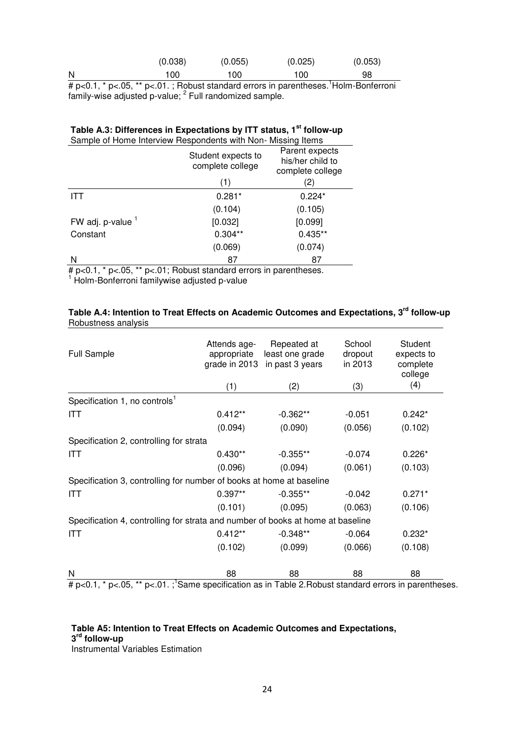| | (0.038) | (0.055) | (0.025) | (0.053) |
|---|---|---|---|---|
| N | 100 | 100 | 100 | 98 |

# p<0.1, * p<.05, ** p<.01. ; Robust standard errors in parentheses. [1]Holm-Bonferroni family-wise adjusted p-value; [2] Full randomized sample.

**Table A.3: Differences in Expectations by ITT status, 1st follow-up**

Sample of Home Interview Respondents with Non- Missing Items

| | Student expects to complete college | Parent expects his/her child to complete college |
|---|---|---|
| | (1) | (2) |
| ITT | 0.281* | 0.224* |
| | (0.104) | (0.105) |
| FW adj. p-value [1] | [0.032] | [0.099] |
| Constant | 0.304** | 0.435** |
| | (0.069) | (0.074) |
| N | 87 | 87 |

# p<0.1, * p<.05, ** p<.01; Robust standard errors in parentheses.
[1] Holm-Bonferroni familywise adjusted p-value

**Table A.4: Intention to Treat Effects on Academic Outcomes and Expectations, 3rd follow-up**

Robustness analysis

| Full Sample | Attends age-appropriate grade in 2013 | Repeated at least one grade in past 3 years | School dropout in 2013 | Student expects to complete college |
|---|---|---|---|---|
| | (1) | (2) | (3) | (4) |
| Specification 1, no controls[1] | | | | |
| ITT | 0.412** | -0.362** | -0.051 | 0.242* |
| | (0.094) | (0.090) | (0.056) | (0.102) |
| Specification 2, controlling for strata | | | | |
| ITT | 0.430** | -0.355** | -0.074 | 0.226* |
| | (0.096) | (0.094) | (0.061) | (0.103) |
| Specification 3, controlling for number of books at home at baseline | | | | |
| ITT | 0.397** | -0.355** | -0.042 | 0.271* |
| | (0.101) | (0.095) | (0.063) | (0.106) |
| Specification 4, controlling for strata and number of books at home at baseline | | | | |
| ITT | 0.412** | -0.348** | -0.064 | 0.232* |
| | (0.102) | (0.099) | (0.066) | (0.108) |
| N | 88 | 88 | 88 | 88 |

# p<0.1, * p<.05, ** p<.01. ; [1]Same specification as in Table 2.Robust standard errors in parentheses.

**Table A5: Intention to Treat Effects on Academic Outcomes and Expectations, 3rd follow-up**

Instrumental Variables Estimation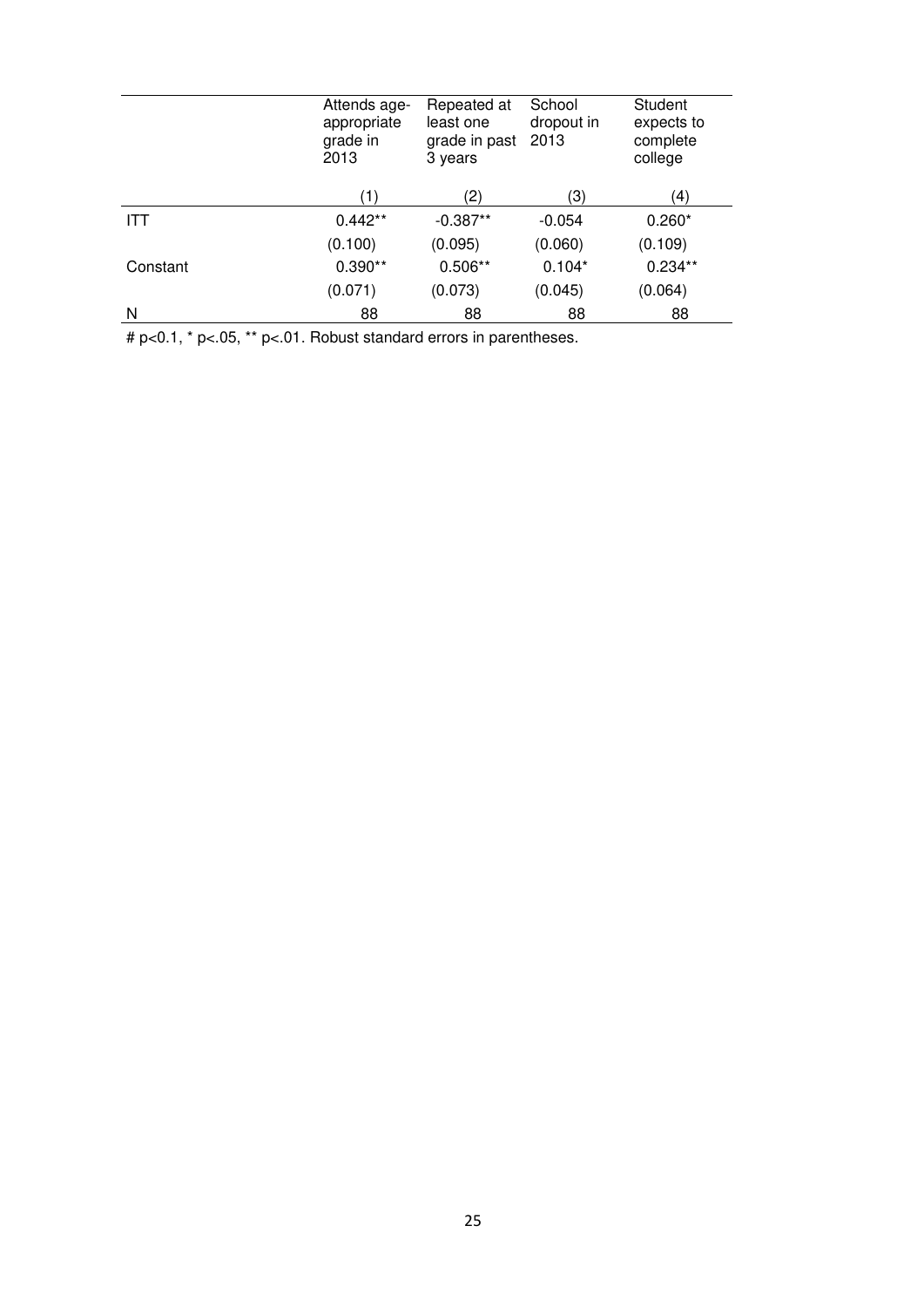| | Attends age-appropriate grade in 2013 | Repeated at least one grade in past 3 years | School dropout in 2013 | Student expects to complete college |
|---|---|---|---|---|
| | (1) | (2) | (3) | (4) |
| ITT | 0.442** | -0.387** | -0.054 | 0.260* |
| | (0.100) | (0.095) | (0.060) | (0.109) |
| Constant | 0.390** | 0.506** | 0.104* | 0.234** |
| | (0.071) | (0.073) | (0.045) | (0.064) |
| N | 88 | 88 | 88 | 88 |

# p<0.1, * p<.05, ** p<.01. Robust standard errors in parentheses.